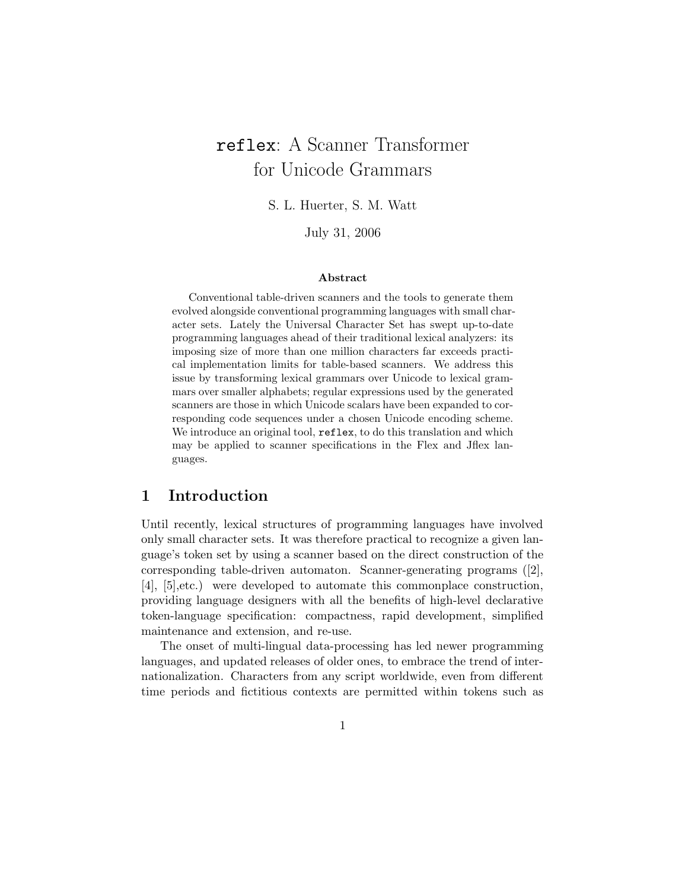# `reflex`: A Scanner Transformer for Unicode Grammars

S. L. Huerter, S. M. Watt

July 31, 2006

**Abstract**

Conventional table-driven scanners and the tools to generate them evolved alongside conventional programming languages with small character sets. Lately the Universal Character Set has swept up-to-date programming languages ahead of their traditional lexical analyzers: its imposing size of more than one million characters far exceeds practical implementation limits for table-based scanners. We address this issue by transforming lexical grammars over Unicode to lexical grammars over smaller alphabets; regular expressions used by the generated scanners are those in which Unicode scalars have been expanded to corresponding code sequences under a chosen Unicode encoding scheme. We introduce an original tool, `reflex`, to do this translation and which may be applied to scanner specifications in the Flex and Jflex languages.

## 1 Introduction

Until recently, lexical structures of programming languages have involved only small character sets. It was therefore practical to recognize a given language's token set by using a scanner based on the direct construction of the corresponding table-driven automaton. Scanner-generating programs ([2], [4], [5],etc.) were developed to automate this commonplace construction, providing language designers with all the benefits of high-level declarative token-language specification: compactness, rapid development, simplified maintenance and extension, and re-use.

The onset of multi-lingual data-processing has led newer programming languages, and updated releases of older ones, to embrace the trend of internationalization. Characters from any script worldwide, even from different time periods and fictitious contexts are permitted within tokens such as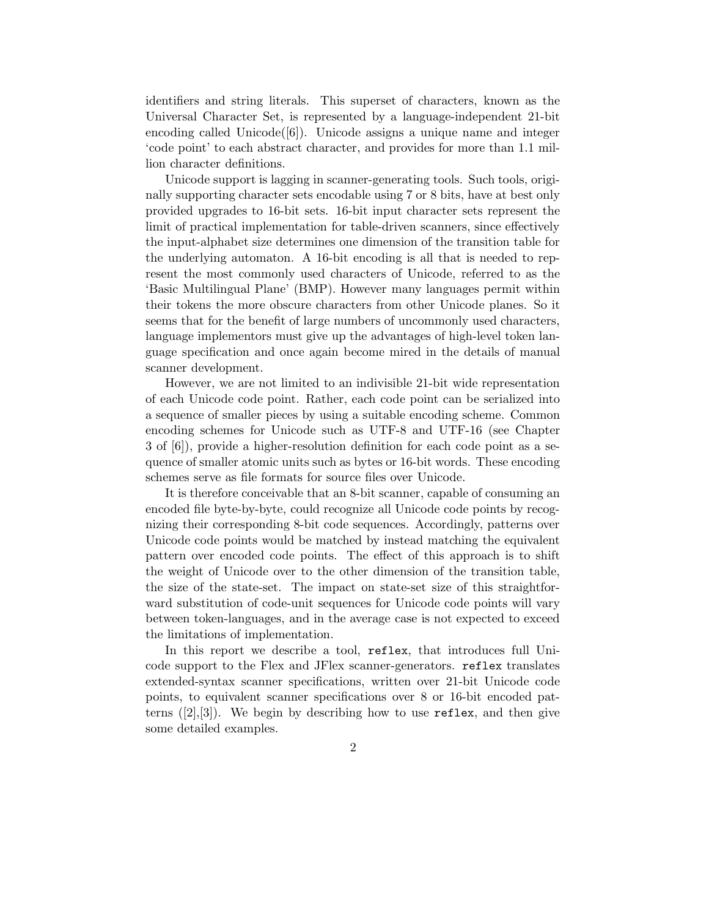identifiers and string literals. This superset of characters, known as the Universal Character Set, is represented by a language-independent 21-bit encoding called Unicode([6]). Unicode assigns a unique name and integer 'code point' to each abstract character, and provides for more than 1.1 million character definitions.

Unicode support is lagging in scanner-generating tools. Such tools, originally supporting character sets encodable using 7 or 8 bits, have at best only provided upgrades to 16-bit sets. 16-bit input character sets represent the limit of practical implementation for table-driven scanners, since effectively the input-alphabet size determines one dimension of the transition table for the underlying automaton. A 16-bit encoding is all that is needed to represent the most commonly used characters of Unicode, referred to as the 'Basic Multilingual Plane' (BMP). However many languages permit within their tokens the more obscure characters from other Unicode planes. So it seems that for the benefit of large numbers of uncommonly used characters, language implementors must give up the advantages of high-level token language specification and once again become mired in the details of manual scanner development.

However, we are not limited to an indivisible 21-bit wide representation of each Unicode code point. Rather, each code point can be serialized into a sequence of smaller pieces by using a suitable encoding scheme. Common encoding schemes for Unicode such as UTF-8 and UTF-16 (see Chapter 3 of [6]), provide a higher-resolution definition for each code point as a sequence of smaller atomic units such as bytes or 16-bit words. These encoding schemes serve as file formats for source files over Unicode.

It is therefore conceivable that an 8-bit scanner, capable of consuming an encoded file byte-by-byte, could recognize all Unicode code points by recognizing their corresponding 8-bit code sequences. Accordingly, patterns over Unicode code points would be matched by instead matching the equivalent pattern over encoded code points. The effect of this approach is to shift the weight of Unicode over to the other dimension of the transition table, the size of the state-set. The impact on state-set size of this straightforward substitution of code-unit sequences for Unicode code points will vary between token-languages, and in the average case is not expected to exceed the limitations of implementation.

In this report we describe a tool, `reflex`, that introduces full Unicode support to the Flex and JFlex scanner-generators. `reflex` translates extended-syntax scanner specifications, written over 21-bit Unicode code points, to equivalent scanner specifications over 8 or 16-bit encoded patterns ([2],[3]). We begin by describing how to use `reflex`, and then give some detailed examples.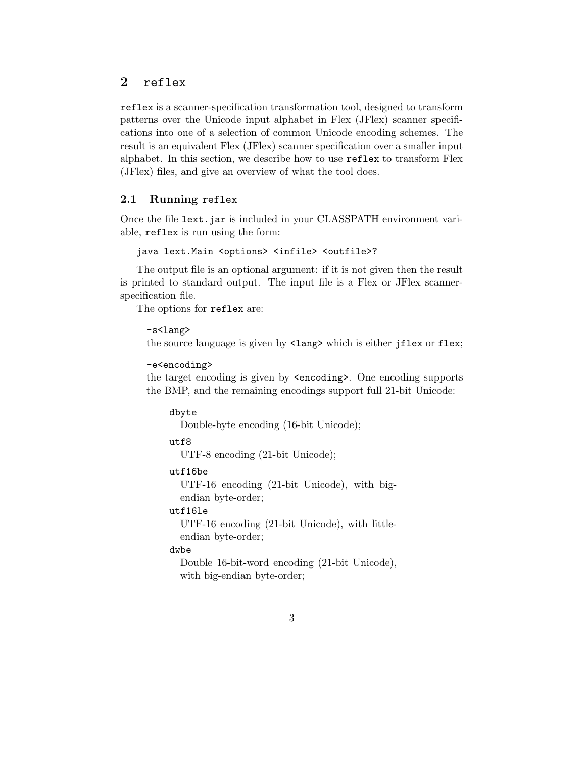## 2 `reflex`

`reflex` is a scanner-specification transformation tool, designed to transform patterns over the Unicode input alphabet in Flex (JFlex) scanner specifications into one of a selection of common Unicode encoding schemes. The result is an equivalent Flex (JFlex) scanner specification over a smaller input alphabet. In this section, we describe how to use `reflex` to transform Flex (JFlex) files, and give an overview of what the tool does.

### 2.1 Running `reflex`

Once the file `lext.jar` is included in your CLASSPATH environment variable, `reflex` is run using the form:

```
java lext.Main <options> <infile> <outfile>?
```

The output file is an optional argument: if it is not given then the result is printed to standard output. The input file is a Flex or JFlex scanner-specification file.

The options for `reflex` are:

`-s<lang>`
the source language is given by `<lang>` which is either `jflex` or `flex`;

`-e<encoding>`
the target encoding is given by `<encoding>`. One encoding supports the BMP, and the remaining encodings support full 21-bit Unicode:

- `dbyte`
  Double-byte encoding (16-bit Unicode);
- `utf8`
  UTF-8 encoding (21-bit Unicode);
- `utf16be`
  UTF-16 encoding (21-bit Unicode), with big-endian byte-order;
- `utf16le`
  UTF-16 encoding (21-bit Unicode), with little-endian byte-order;
- `dwbe`
  Double 16-bit-word encoding (21-bit Unicode), with big-endian byte-order;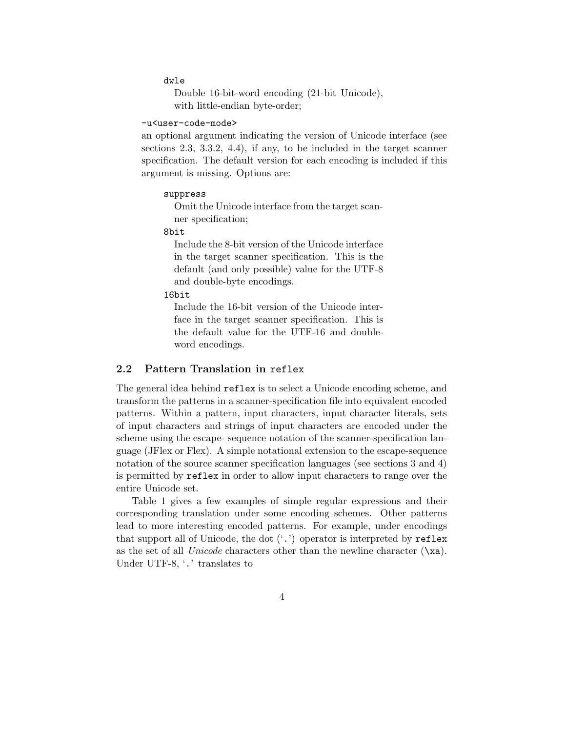`dwle`
  Double 16-bit-word encoding (21-bit Unicode), with little-endian byte-order;

`-u<user-code-mode>`
an optional argument indicating the version of Unicode interface (see sections 2.3, 3.3.2, 4.4), if any, to be included in the target scanner specification. The default version for each encoding is included if this argument is missing. Options are:

`suppress`
  Omit the Unicode interface from the target scanner specification;

`8bit`
  Include the 8-bit version of the Unicode interface in the target scanner specification. This is the default (and only possible) value for the UTF-8 and double-byte encodings.

`16bit`
  Include the 16-bit version of the Unicode interface in the target scanner specification. This is the default value for the UTF-16 and double-word encodings.

## 2.2 Pattern Translation in `reflex`

The general idea behind `reflex` is to select a Unicode encoding scheme, and transform the patterns in a scanner-specification file into equivalent encoded patterns. Within a pattern, input characters, input character literals, sets of input characters and strings of input characters are encoded under the scheme using the escape- sequence notation of the scanner-specification language (JFlex or Flex). A simple notational extension to the escape-sequence notation of the source scanner specification languages (see sections 3 and 4) is permitted by `reflex` in order to allow input characters to range over the entire Unicode set.

Table 1 gives a few examples of simple regular expressions and their corresponding translation under some encoding schemes. Other patterns lead to more interesting encoded patterns. For example, under encodings that support all of Unicode, the dot ('`.`') operator is interpreted by `reflex` as the set of all *Unicode* characters other than the newline character (`\xa`). Under UTF-8, '`.`' translates to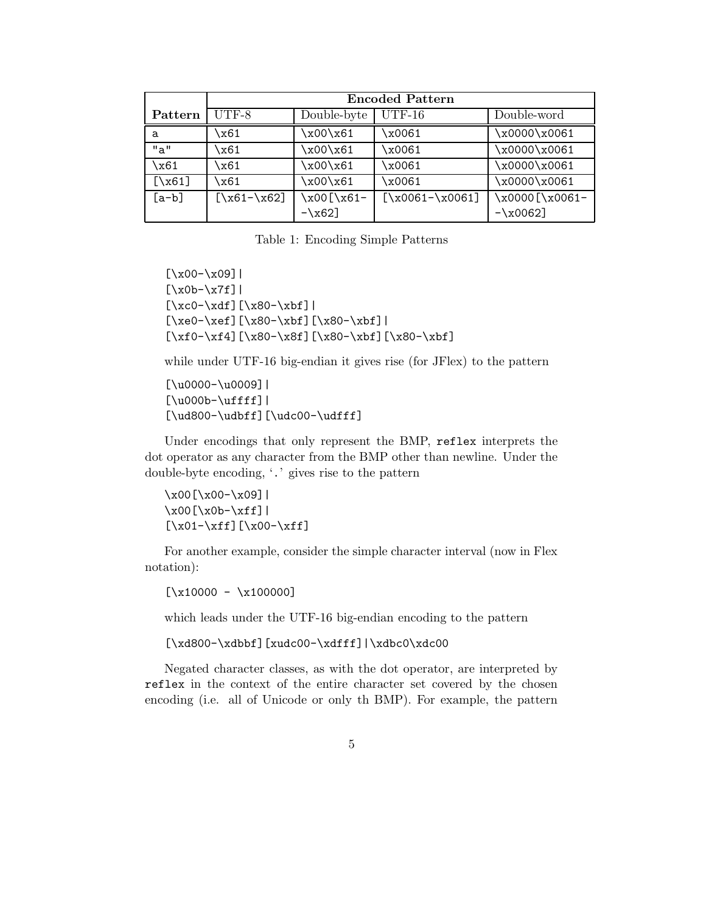| Pattern | Encoded Pattern | | | |
|---|---|---|---|---|
| | UTF-8 | Double-byte | UTF-16 | Double-word |
| `a` | `\x61` | `\x00\x61` | `\x0061` | `\x0000\x0061` |
| `"a"` | `\x61` | `\x00\x61` | `\x0061` | `\x0000\x0061` |
| `\x61` | `\x61` | `\x00\x61` | `\x0061` | `\x0000\x0061` |
| `[\x61]` | `\x61` | `\x00\x61` | `\x0061` | `\x0000\x0061` |
| `[a-b]` | `[\x61-\x62]` | `\x00[\x61--\x62]` | `[\x0061-\x0061]` | `\x0000[\x0061--\x0062]` |

Table 1: Encoding Simple Patterns

```
[\x00-\x09]|
[\x0b-\x7f]|
[\xc0-\xdf][\x80-\xbf]|
[\xe0-\xef][\x80-\xbf][\x80-\xbf]|
[\xf0-\xf4][\x80-\x8f][\x80-\xbf][\x80-\xbf]
```

while under UTF-16 big-endian it gives rise (for JFlex) to the pattern

```
[\u0000-\u0009]|
[\u000b-\uffff]|
[\ud800-\udbff][\udc00-\udfff]
```

Under encodings that only represent the BMP, reflex interprets the dot operator as any character from the BMP other than newline. Under the double-byte encoding, '.' gives rise to the pattern

```
\x00[\x00-\x09]|
\x00[\x0b-\xff]|
[\x01-\xff][\x00-\xff]
```

For another example, consider the simple character interval (now in Flex notation):

```
[\x10000 - \x100000]
```

which leads under the UTF-16 big-endian encoding to the pattern

```
[\xd800-\xdbbf][xudc00-\xdfff]|\xdbc0\xdc00
```

Negated character classes, as with the dot operator, are interpreted by reflex in the context of the entire character set covered by the chosen encoding (i.e. all of Unicode or only th BMP). For example, the pattern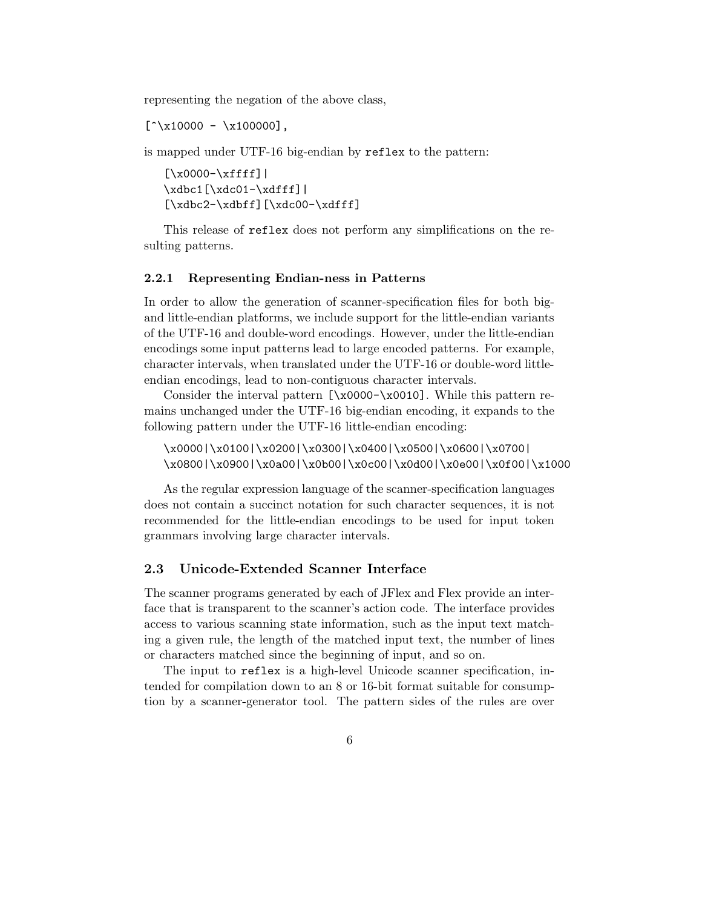representing the negation of the above class,

`[^\x10000 - \x100000],`

is mapped under UTF-16 big-endian by `reflex` to the pattern:

```
[\x0000-\xffff]|
\xdbc1[\xdc01-\xdfff]|
[\xdbc2-\xdbff][\xdc00-\xdfff]
```

This release of `reflex` does not perform any simplifications on the resulting patterns.

### 2.2.1 Representing Endian-ness in Patterns

In order to allow the generation of scanner-specification files for both big- and little-endian platforms, we include support for the little-endian variants of the UTF-16 and double-word encodings. However, under the little-endian encodings some input patterns lead to large encoded patterns. For example, character intervals, when translated under the UTF-16 or double-word little-endian encodings, lead to non-contiguous character intervals.

Consider the interval pattern `[\x0000-\x0010]`. While this pattern remains unchanged under the UTF-16 big-endian encoding, it expands to the following pattern under the UTF-16 little-endian encoding:

```
\x0000|\x0100|\x0200|\x0300|\x0400|\x0500|\x0600|\x0700|
\x0800|\x0900|\x0a00|\x0b00|\x0c00|\x0d00|\x0e00|\x0f00|\x1000
```

As the regular expression language of the scanner-specification languages does not contain a succinct notation for such character sequences, it is not recommended for the little-endian encodings to be used for input token grammars involving large character intervals.

## 2.3 Unicode-Extended Scanner Interface

The scanner programs generated by each of JFlex and Flex provide an interface that is transparent to the scanner's action code. The interface provides access to various scanning state information, such as the input text matching a given rule, the length of the matched input text, the number of lines or characters matched since the beginning of input, and so on.

The input to `reflex` is a high-level Unicode scanner specification, intended for compilation down to an 8 or 16-bit format suitable for consumption by a scanner-generator tool. The pattern sides of the rules are over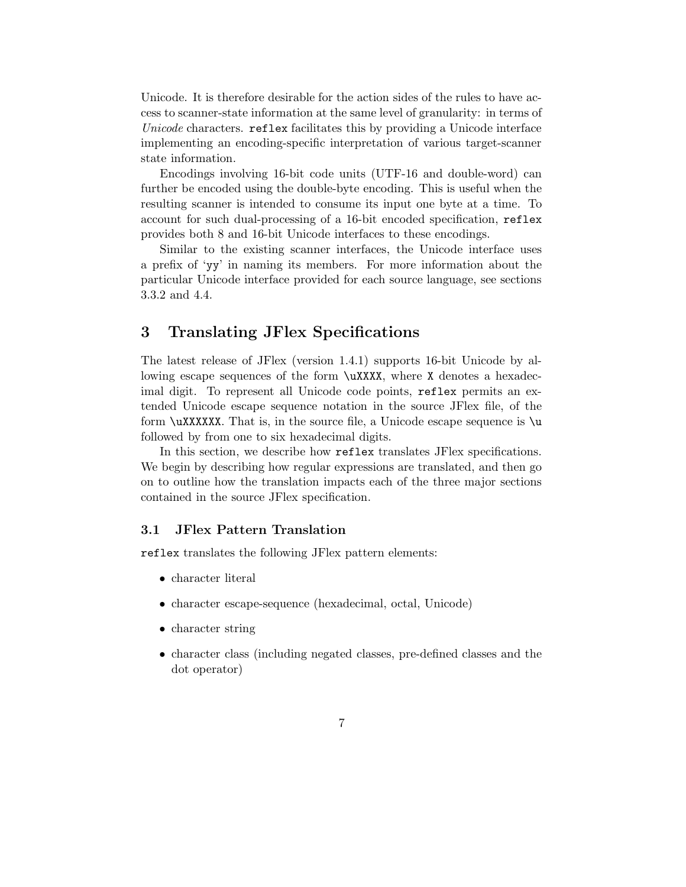Unicode. It is therefore desirable for the action sides of the rules to have access to scanner-state information at the same level of granularity: in terms of *Unicode* characters. `reflex` facilitates this by providing a Unicode interface implementing an encoding-specific interpretation of various target-scanner state information.

Encodings involving 16-bit code units (UTF-16 and double-word) can further be encoded using the double-byte encoding. This is useful when the resulting scanner is intended to consume its input one byte at a time. To account for such dual-processing of a 16-bit encoded specification, `reflex` provides both 8 and 16-bit Unicode interfaces to these encodings.

Similar to the existing scanner interfaces, the Unicode interface uses a prefix of '`yy`' in naming its members. For more information about the particular Unicode interface provided for each source language, see sections 3.3.2 and 4.4.

# 3 Translating JFlex Specifications

The latest release of JFlex (version 1.4.1) supports 16-bit Unicode by allowing escape sequences of the form `\uXXXX`, where `X` denotes a hexadecimal digit. To represent all Unicode code points, `reflex` permits an extended Unicode escape sequence notation in the source JFlex file, of the form `\uXXXXXX`. That is, in the source file, a Unicode escape sequence is `\u` followed by from one to six hexadecimal digits.

In this section, we describe how `reflex` translates JFlex specifications. We begin by describing how regular expressions are translated, and then go on to outline how the translation impacts each of the three major sections contained in the source JFlex specification.

## 3.1 JFlex Pattern Translation

`reflex` translates the following JFlex pattern elements:

- character literal
- character escape-sequence (hexadecimal, octal, Unicode)
- character string
- character class (including negated classes, pre-defined classes and the dot operator)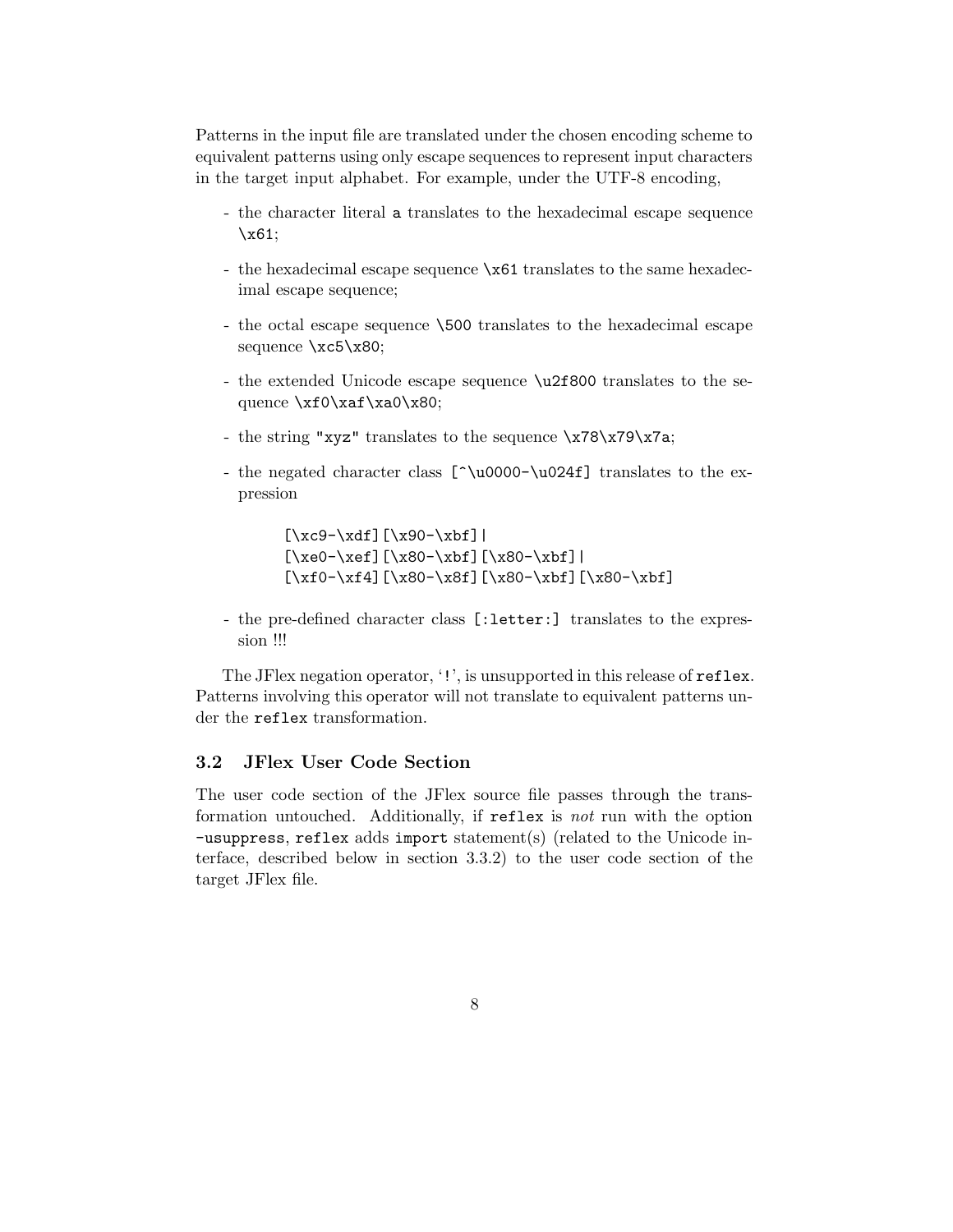Patterns in the input file are translated under the chosen encoding scheme to equivalent patterns using only escape sequences to represent input characters in the target input alphabet. For example, under the UTF-8 encoding,

- the character literal `a` translates to the hexadecimal escape sequence `\x61`;
- the hexadecimal escape sequence `\x61` translates to the same hexadecimal escape sequence;
- the octal escape sequence `\500` translates to the hexadecimal escape sequence `\xc5\x80`;
- the extended Unicode escape sequence `\u2f800` translates to the sequence `\xf0\xaf\xa0\x80`;
- the string `"xyz"` translates to the sequence `\x78\x79\x7a`;
- the negated character class `[^\u0000-\u024f]` translates to the expression

  ```
  [\xc9-\xdf][\x90-\xbf]|
  [\xe0-\xef][\x80-\xbf][\x80-\xbf]|
  [\xf0-\xf4][\x80-\x8f][\x80-\xbf][\x80-\xbf]
  ```

- the pre-defined character class `[:letter:]` translates to the expression !!!

The JFlex negation operator, '`!`', is unsupported in this release of `reflex`. Patterns involving this operator will not translate to equivalent patterns under the `reflex` transformation.

### 3.2 JFlex User Code Section

The user code section of the JFlex source file passes through the transformation untouched. Additionally, if `reflex` is *not* run with the option `-usuppress`, `reflex` adds `import` statement(s) (related to the Unicode interface, described below in section 3.3.2) to the user code section of the target JFlex file.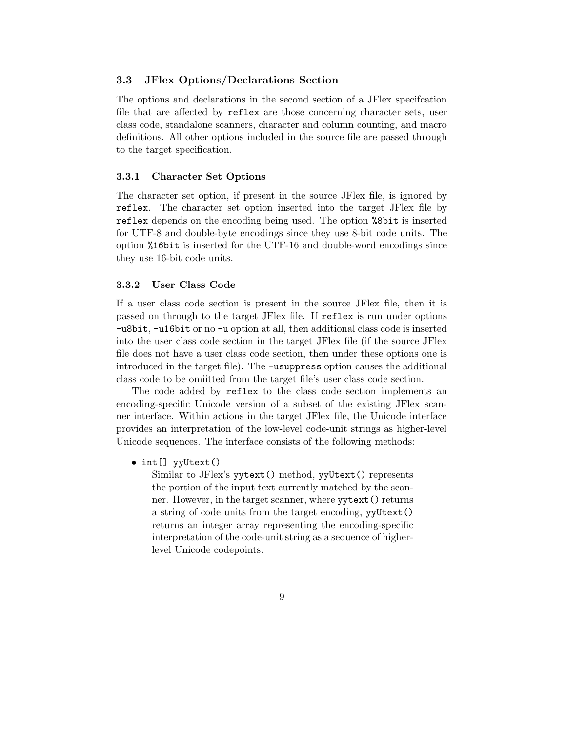### 3.3 JFlex Options/Declarations Section

The options and declarations in the second section of a JFlex specifcation file that are affected by `reflex` are those concerning character sets, user class code, standalone scanners, character and column counting, and macro definitions. All other options included in the source file are passed through to the target specification.

#### 3.3.1 Character Set Options

The character set option, if present in the source JFlex file, is ignored by `reflex`. The character set option inserted into the target JFlex file by `reflex` depends on the encoding being used. The option `%8bit` is inserted for UTF-8 and double-byte encodings since they use 8-bit code units. The option `%16bit` is inserted for the UTF-16 and double-word encodings since they use 16-bit code units.

#### 3.3.2 User Class Code

If a user class code section is present in the source JFlex file, then it is passed on through to the target JFlex file. If `reflex` is run under options `-u8bit`, `-u16bit` or no `-u` option at all, then additional class code is inserted into the user class code section in the target JFlex file (if the source JFlex file does not have a user class code section, then under these options one is introduced in the target file). The `-usuppress` option causes the additional class code to be omiitted from the target file's user class code section.

The code added by `reflex` to the class code section implements an encoding-specific Unicode version of a subset of the existing JFlex scanner interface. Within actions in the target JFlex file, the Unicode interface provides an interpretation of the low-level code-unit strings as higher-level Unicode sequences. The interface consists of the following methods:

- `int[] yyUtext()`
  Similar to JFlex's `yytext()` method, `yyUtext()` represents the portion of the input text currently matched by the scanner. However, in the target scanner, where `yytext()` returns a string of code units from the target encoding, `yyUtext()` returns an integer array representing the encoding-specific interpretation of the code-unit string as a sequence of higher-level Unicode codepoints.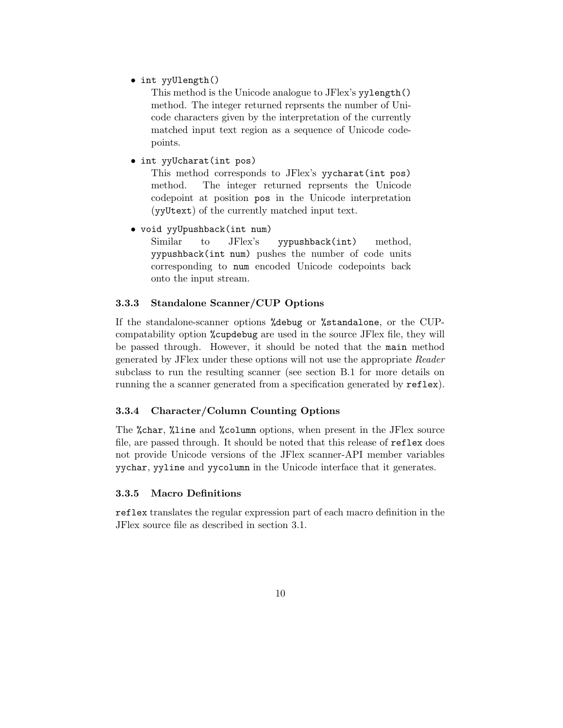- `int yyUlength()`

  This method is the Unicode analogue to JFlex's `yylength()` method. The integer returned reprsents the number of Unicode characters given by the interpretation of the currently matched input text region as a sequence of Unicode codepoints.

- `int yyUcharat(int pos)`

  This method corresponds to JFlex's `yycharat(int pos)` method. The integer returned reprsents the Unicode codepoint at position `pos` in the Unicode interpretation (`yyUtext`) of the currently matched input text.

- `void yyUpushback(int num)`

  Similar to JFlex's `yypushback(int)` method, `yypushback(int num)` pushes the number of code units corresponding to `num` encoded Unicode codepoints back onto the input stream.

### 3.3.3 Standalone Scanner/CUP Options

If the standalone-scanner options `%debug` or `%standalone`, or the CUP-compatability option `%cupdebug` are used in the source JFlex file, they will be passed through. However, it should be noted that the `main` method generated by JFlex under these options will not use the appropriate *Reader* subclass to run the resulting scanner (see section B.1 for more details on running the a scanner generated from a specification generated by `reflex`).

### 3.3.4 Character/Column Counting Options

The `%char`, `%line` and `%column` options, when present in the JFlex source file, are passed through. It should be noted that this release of `reflex` does not provide Unicode versions of the JFlex scanner-API member variables `yychar`, `yyline` and `yycolumn` in the Unicode interface that it generates.

### 3.3.5 Macro Definitions

`reflex` translates the regular expression part of each macro definition in the JFlex source file as described in section 3.1.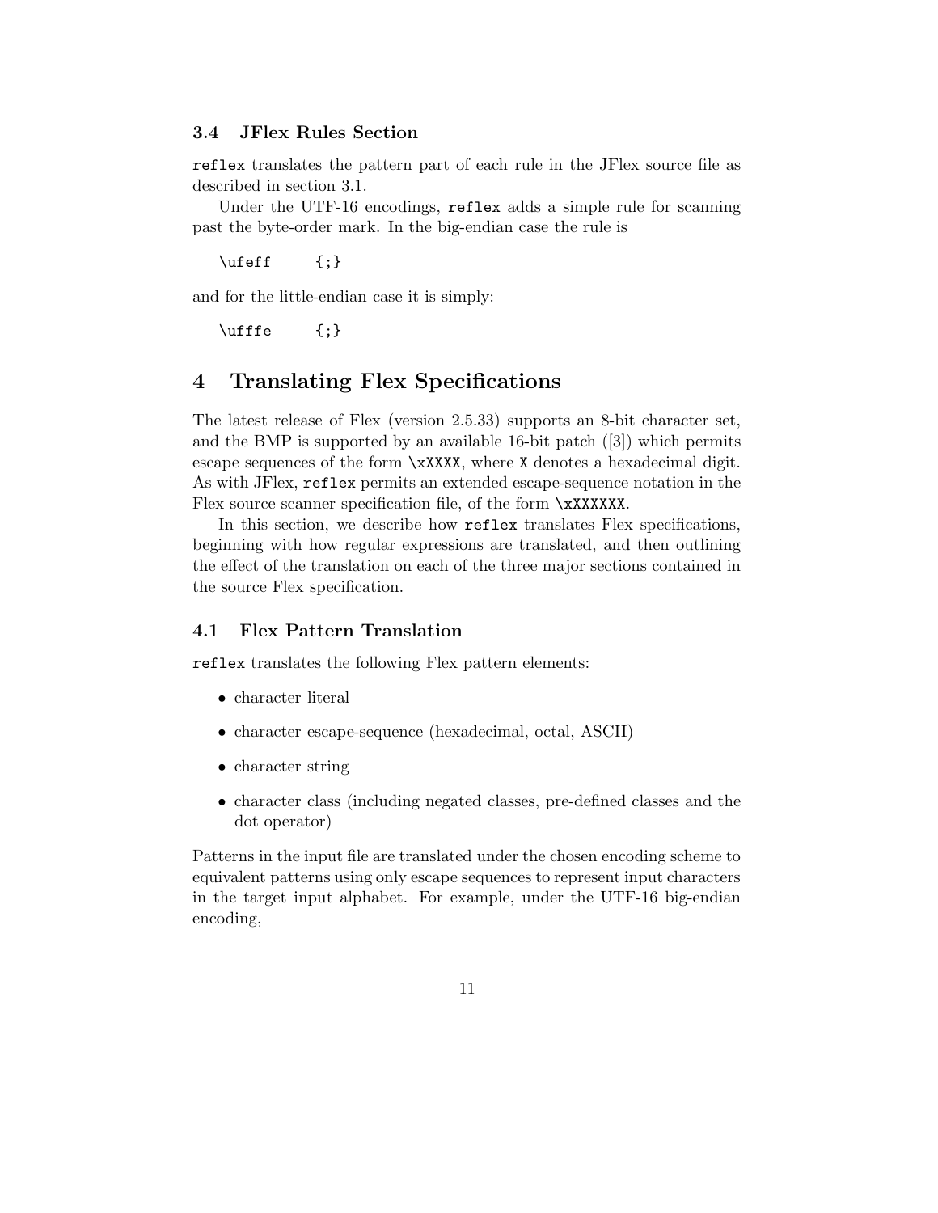### 3.4 JFlex Rules Section

`reflex` translates the pattern part of each rule in the JFlex source file as described in section 3.1.

Under the UTF-16 encodings, `reflex` adds a simple rule for scanning past the byte-order mark. In the big-endian case the rule is

```
\ufeff     {;}
```

and for the little-endian case it is simply:

```
\ufffe     {;}
```

# 4 Translating Flex Specifications

The latest release of Flex (version 2.5.33) supports an 8-bit character set, and the BMP is supported by an available 16-bit patch ([3]) which permits escape sequences of the form `\xXXXX`, where `X` denotes a hexadecimal digit. As with JFlex, `reflex` permits an extended escape-sequence notation in the Flex source scanner specification file, of the form `\xXXXXXX`.

In this section, we describe how `reflex` translates Flex specifications, beginning with how regular expressions are translated, and then outlining the effect of the translation on each of the three major sections contained in the source Flex specification.

### 4.1 Flex Pattern Translation

`reflex` translates the following Flex pattern elements:

- character literal
- character escape-sequence (hexadecimal, octal, ASCII)
- character string
- character class (including negated classes, pre-defined classes and the dot operator)

Patterns in the input file are translated under the chosen encoding scheme to equivalent patterns using only escape sequences to represent input characters in the target input alphabet. For example, under the UTF-16 big-endian encoding,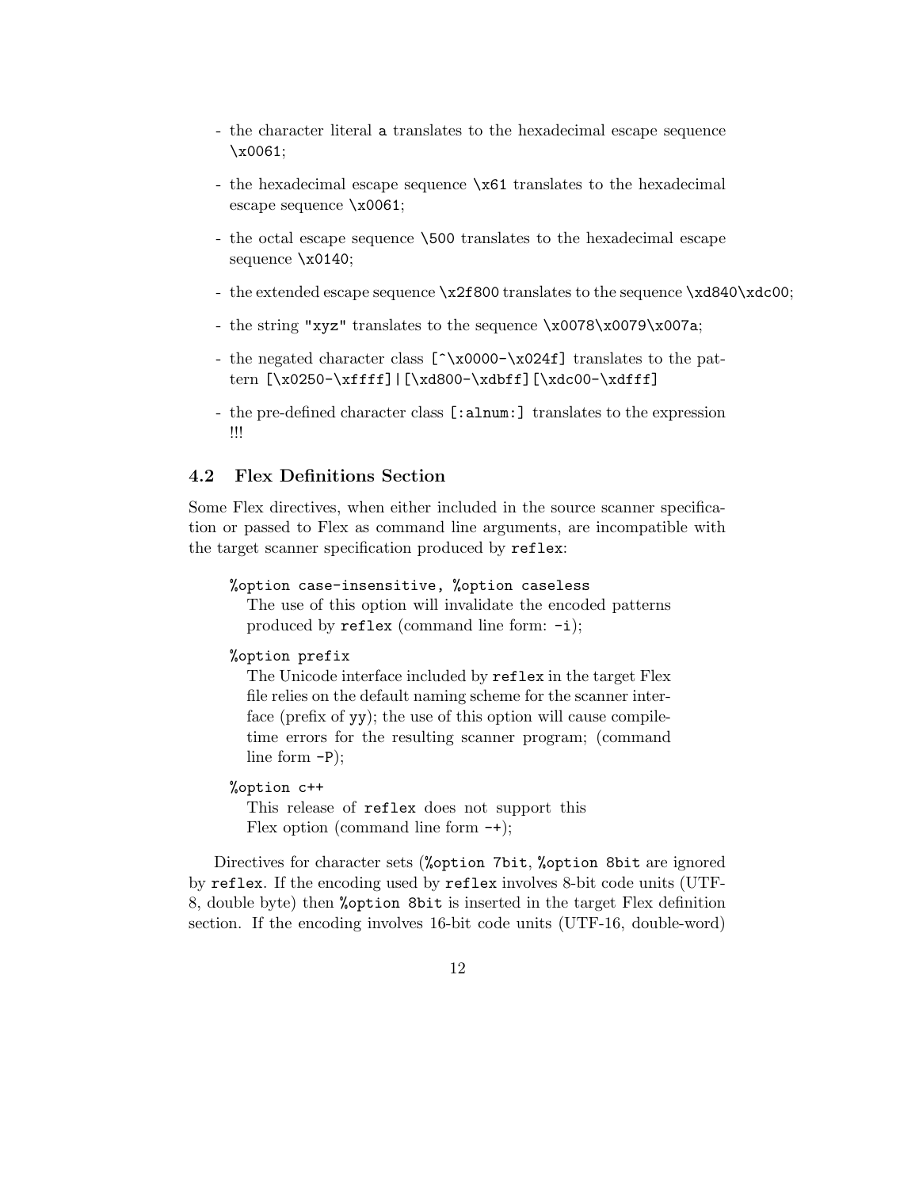- the character literal `a` translates to the hexadecimal escape sequence `\x0061`;
- the hexadecimal escape sequence `\x61` translates to the hexadecimal escape sequence `\x0061`;
- the octal escape sequence `\500` translates to the hexadecimal escape sequence `\x0140`;
- the extended escape sequence `\x2f800` translates to the sequence `\xd840\xdc00`;
- the string `"xyz"` translates to the sequence `\x0078\x0079\x007a`;
- the negated character class `[^\x0000-\x024f]` translates to the pattern `[\x0250-\xffff]|[\xd800-\xdbff][\xdc00-\xdfff]`
- the pre-defined character class `[:alnum:]` translates to the expression !!!

### 4.2 Flex Definitions Section

Some Flex directives, when either included in the source scanner specification or passed to Flex as command line arguments, are incompatible with the target scanner specification produced by `reflex`:

`%option case-insensitive, %option caseless`
: The use of this option will invalidate the encoded patterns produced by `reflex` (command line form: `-i`);

`%option prefix`
: The Unicode interface included by `reflex` in the target Flex file relies on the default naming scheme for the scanner interface (prefix of `yy`); the use of this option will cause compile-time errors for the resulting scanner program; (command line form `-P`);

`%option c++`
: This release of `reflex` does not support this Flex option (command line form `-+`);

Directives for character sets (`%option 7bit`, `%option 8bit` are ignored by `reflex`. If the encoding used by `reflex` involves 8-bit code units (UTF-8, double byte) then `%option 8bit` is inserted in the target Flex definition section. If the encoding involves 16-bit code units (UTF-16, double-word)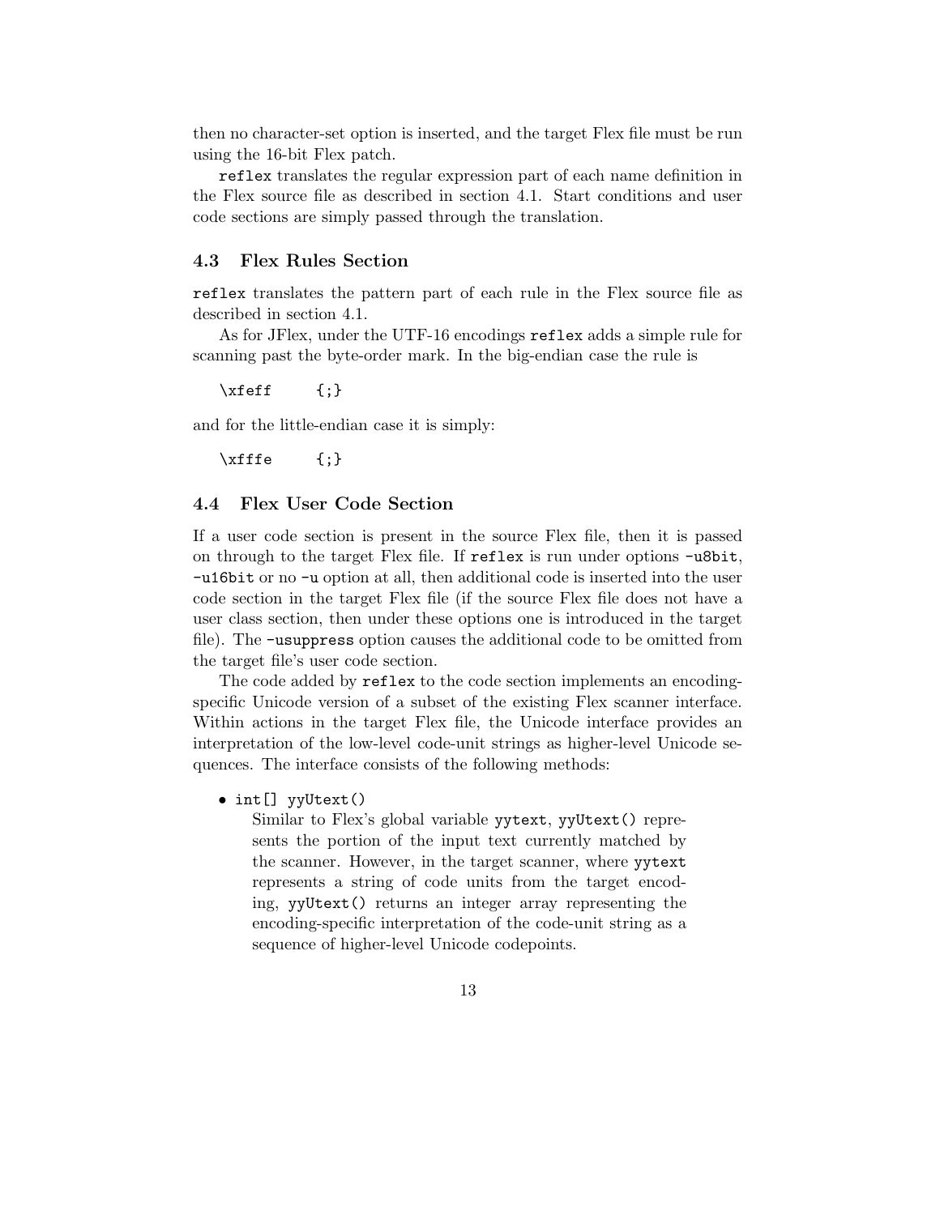then no character-set option is inserted, and the target Flex file must be run using the 16-bit Flex patch.

`reflex` translates the regular expression part of each name definition in the Flex source file as described in section 4.1. Start conditions and user code sections are simply passed through the translation.

### 4.3 Flex Rules Section

`reflex` translates the pattern part of each rule in the Flex source file as described in section 4.1.

As for JFlex, under the UTF-16 encodings `reflex` adds a simple rule for scanning past the byte-order mark. In the big-endian case the rule is

```
\xfeff     {;}
```

and for the little-endian case it is simply:

```
\xfffe     {;}
```

### 4.4 Flex User Code Section

If a user code section is present in the source Flex file, then it is passed on through to the target Flex file. If `reflex` is run under options `-u8bit`, `-u16bit` or no `-u` option at all, then additional code is inserted into the user code section in the target Flex file (if the source Flex file does not have a user class section, then under these options one is introduced in the target file). The `-usuppress` option causes the additional code to be omitted from the target file's user code section.

The code added by `reflex` to the code section implements an encoding-specific Unicode version of a subset of the existing Flex scanner interface. Within actions in the target Flex file, the Unicode interface provides an interpretation of the low-level code-unit strings as higher-level Unicode sequences. The interface consists of the following methods:

- `int[] yyUtext()`
  Similar to Flex's global variable `yytext`, `yyUtext()` represents the portion of the input text currently matched by the scanner. However, in the target scanner, where `yytext` represents a string of code units from the target encoding, `yyUtext()` returns an integer array representing the encoding-specific interpretation of the code-unit string as a sequence of higher-level Unicode codepoints.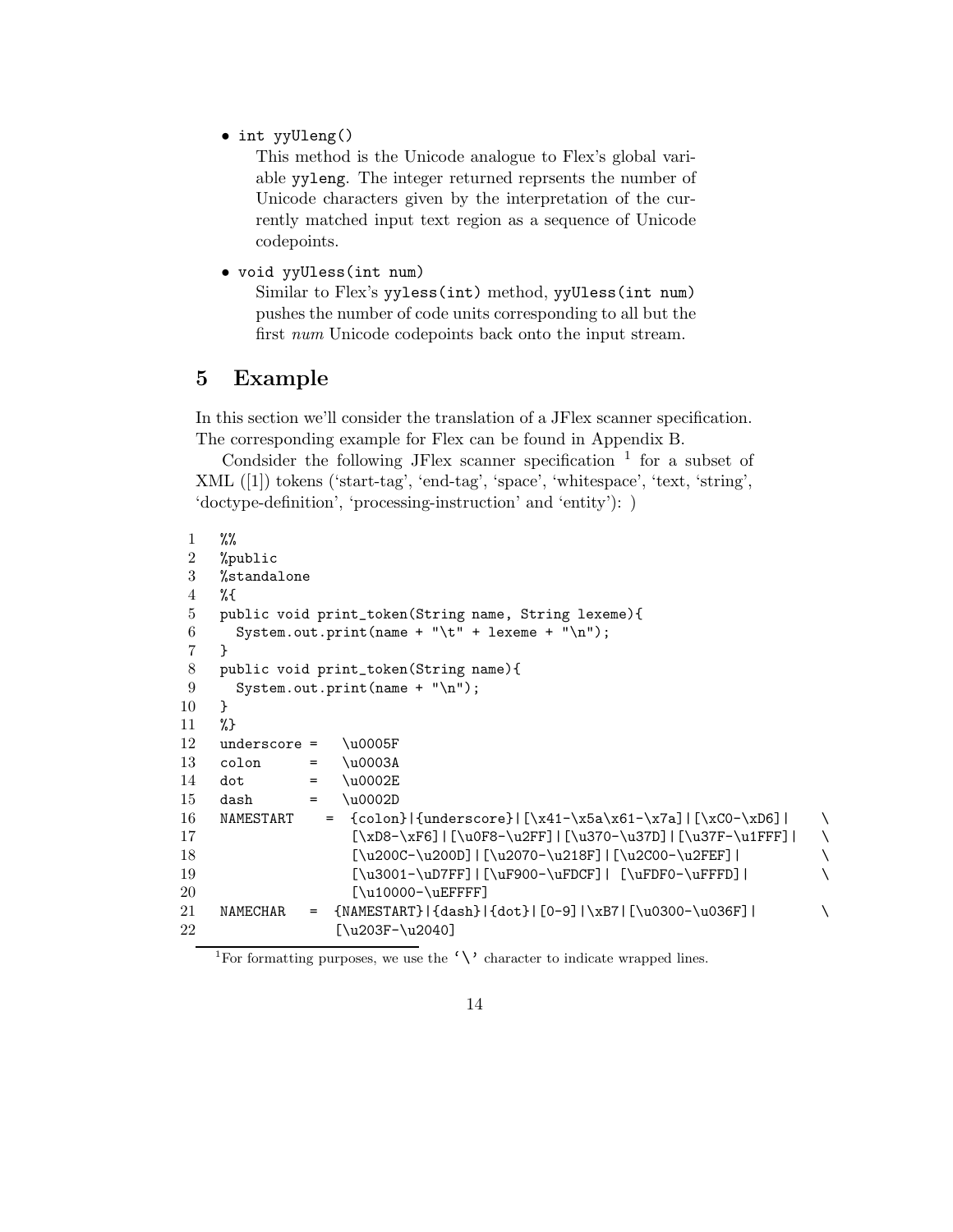- `int yyUleng()`
  This method is the Unicode analogue to Flex's global variable `yyleng`. The integer returned reprsents the number of Unicode characters given by the interpretation of the currently matched input text region as a sequence of Unicode codepoints.

- `void yyUless(int num)`
  Similar to Flex's `yyless(int)` method, `yyUless(int num)` pushes the number of code units corresponding to all but the first *num* Unicode codepoints back onto the input stream.

## 5 Example

In this section we'll consider the translation of a JFlex scanner specification. The corresponding example for Flex can be found in Appendix B.

Condsider the following JFlex scanner specification [1] for a subset of XML ([1]) tokens ('start-tag', 'end-tag', 'space', 'whitespace', 'text, 'string', 'doctype-definition', 'processing-instruction' and 'entity'): )

```
1   %%
2   %public
3   %standalone
4   %{
5   public void print_token(String name, String lexeme){
6     System.out.print(name + "\t" + lexeme + "\n");
7   }
8   public void print_token(String name){
9     System.out.print(name + "\n");
10  }
11  %}
12  underscore =   \u0005F
13  colon      =   \u0003A
14  dot        =   \u0002E
15  dash       =   \u0002D
16  NAMESTART    =  {colon}|{underscore}|[\x41-\x5a\x61-\x7a]|[\xC0-\xD6]|    \
17                  [\xD8-\xF6]|[\u0F8-\u2FF]|[\u370-\u37D]|[\u37F-\u1FFF]|   \
18                  [\u200C-\u200D]|[\u2070-\u218F]|[\u2C00-\u2FEF]|          \
19                  [\u3001-\uD7FF]|[\uF900-\uFDCF]| [\uFDF0-\uFFFD]|         \
20                  [\u10000-\uEFFFF]
21  NAMECHAR   =  {NAMESTART}|{dash}|{dot}|[0-9]|\xB7|[\u0300-\u036F]|        \
22                [\u203F-\u2040]
```

[1] For formatting purposes, we use the '\' character to indicate wrapped lines.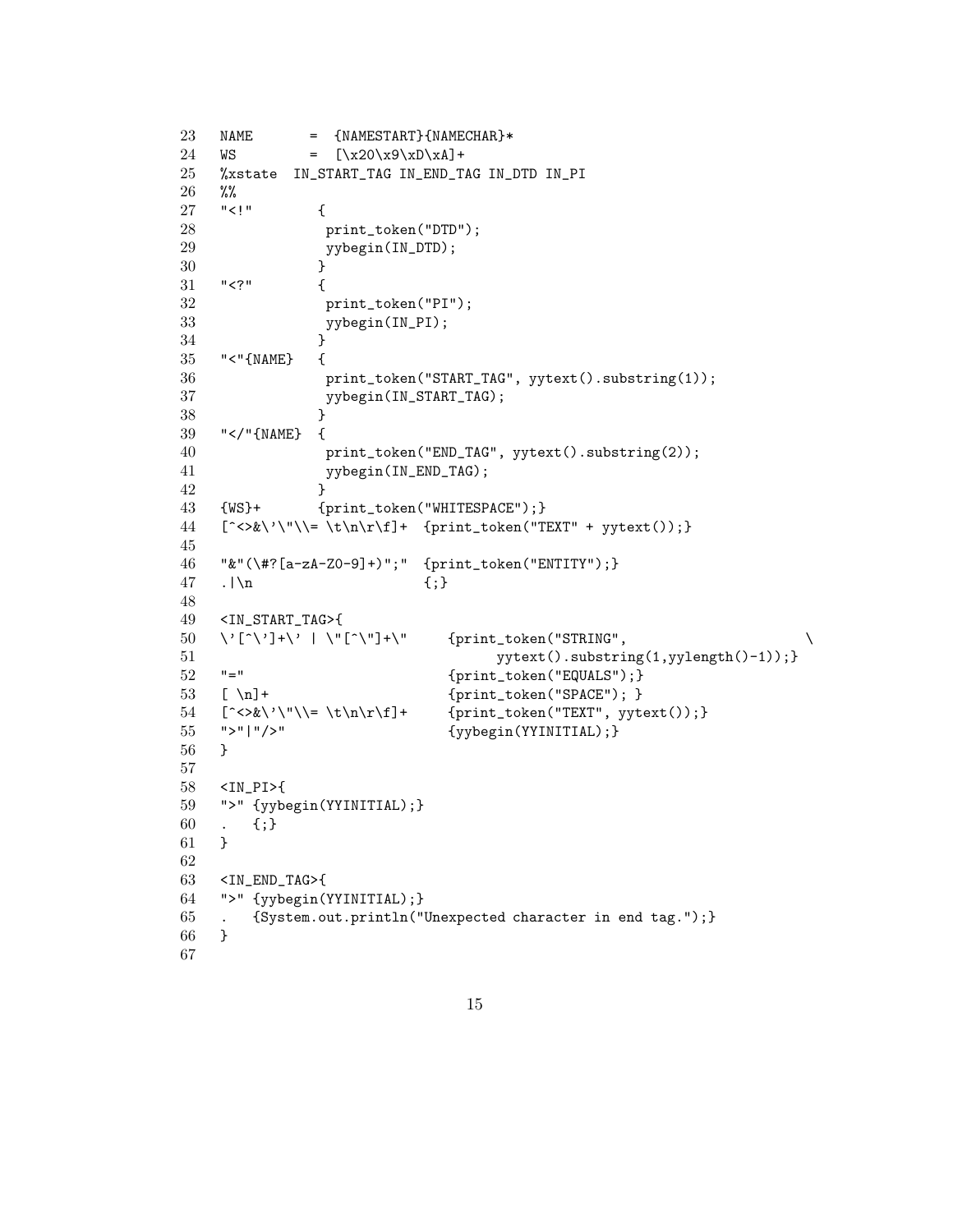```
23  NAME       =  {NAMESTART}{NAMECHAR}*
24  WS         =  [\x20\x9\xD\xA]+
25  %xstate  IN_START_TAG IN_END_TAG IN_DTD IN_PI
26  %%
27  "<!"        {
28               print_token("DTD");
29               yybegin(IN_DTD);
30              }
31  "<?"        {
32               print_token("PI");
33               yybegin(IN_PI);
34              }
35  "<"{NAME}   {
36               print_token("START_TAG", yytext().substring(1));
37               yybegin(IN_START_TAG);
38              }
39  "</"{NAME}  {
40               print_token("END_TAG", yytext().substring(2));
41               yybegin(IN_END_TAG);
42              }
43  {WS}+       {print_token("WHITESPACE");}
44  [^<>&\'\"\\= \t\n\r\f]+  {print_token("TEXT" + yytext());}
45
46  "&"(\#?[a-zA-Z0-9]+)";"  {print_token("ENTITY");}
47  .|\n                     {;}
48
49  <IN_START_TAG>{
50  \'[^\']+\' | \"[^\"]+\"     {print_token("STRING",                      \
51                                      yytext().substring(1,yylength()-1));}
52  "="                         {print_token("EQUALS");}
53  [ \n]+                      {print_token("SPACE"); }
54  [^<>&\'\"\\= \t\n\r\f]+     {print_token("TEXT", yytext());}
55  ">"|"/>"                    {yybegin(YYINITIAL);}
56  }
57
58  <IN_PI>{
59  ">" {yybegin(YYINITIAL);}
60  .   {;}
61  }
62
63  <IN_END_TAG>{
64  ">" {yybegin(YYINITIAL);}
65  .   {System.out.println("Unexpected character in end tag.");}
66  }
67
```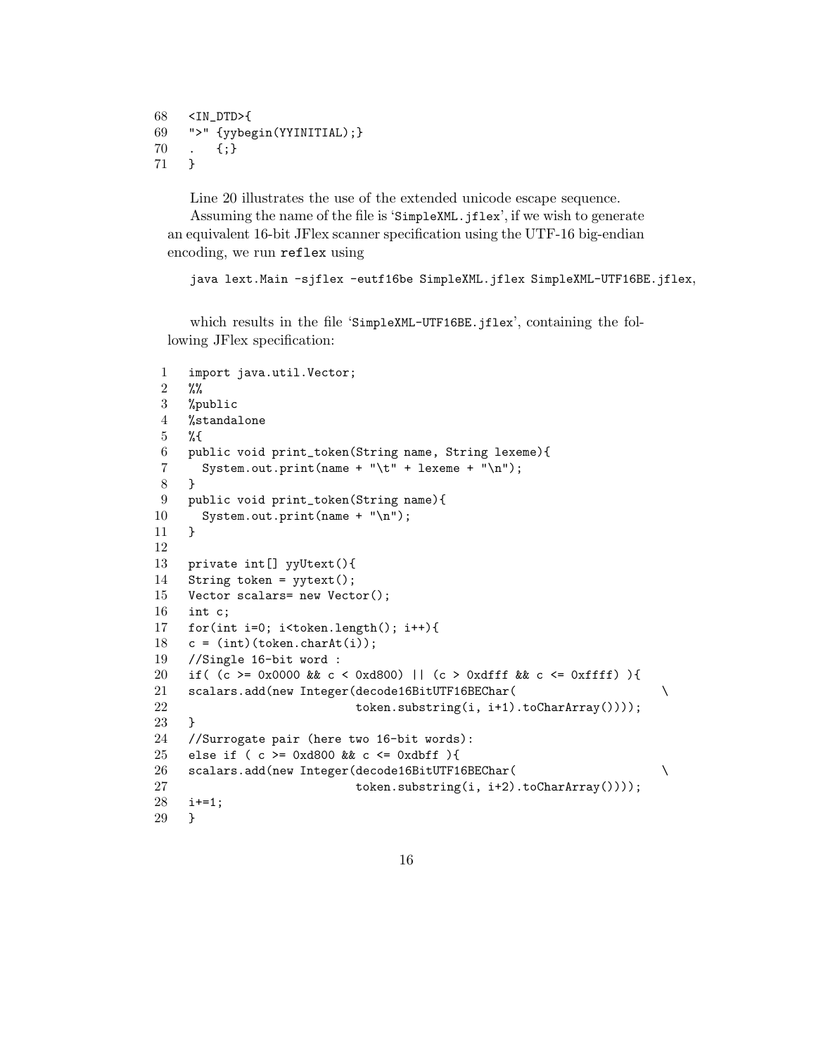```
68  <IN_DTD>{
69  ">" {yybegin(YYINITIAL);}
70  .   {;}
71  }
```

Line 20 illustrates the use of the extended unicode escape sequence.

Assuming the name of the file is 'SimpleXML.jflex', if we wish to generate an equivalent 16-bit JFlex scanner specification using the UTF-16 big-endian encoding, we run `reflex` using

```
java lext.Main -sjflex -eutf16be SimpleXML.jflex SimpleXML-UTF16BE.jflex,
```

which results in the file 'SimpleXML-UTF16BE.jflex', containing the following JFlex specification:

```
 1  import java.util.Vector;
 2  %%
 3  %public
 4  %standalone
 5  %{
 6  public void print_token(String name, String lexeme){
 7    System.out.print(name + "\t" + lexeme + "\n");
 8  }
 9  public void print_token(String name){
10    System.out.print(name + "\n");
11  }
12
13  private int[] yyUtext(){
14  String token = yytext();
15  Vector scalars= new Vector();
16  int c;
17  for(int i=0; i<token.length(); i++){
18  c = (int)(token.charAt(i));
19  //Single 16-bit word :
20  if( (c >= 0x0000 && c < 0xd800) || (c > 0xdfff && c <= 0xffff) ){
21  scalars.add(new Integer(decode16BitUTF16BEChar(                    \
22                          token.substring(i, i+1).toCharArray())));
23  }
24  //Surrogate pair (here two 16-bit words):
25  else if ( c >= 0xd800 && c <= 0xdbff ){
26  scalars.add(new Integer(decode16BitUTF16BEChar(                    \
27                          token.substring(i, i+2).toCharArray())));
28  i+=1;
29  }
```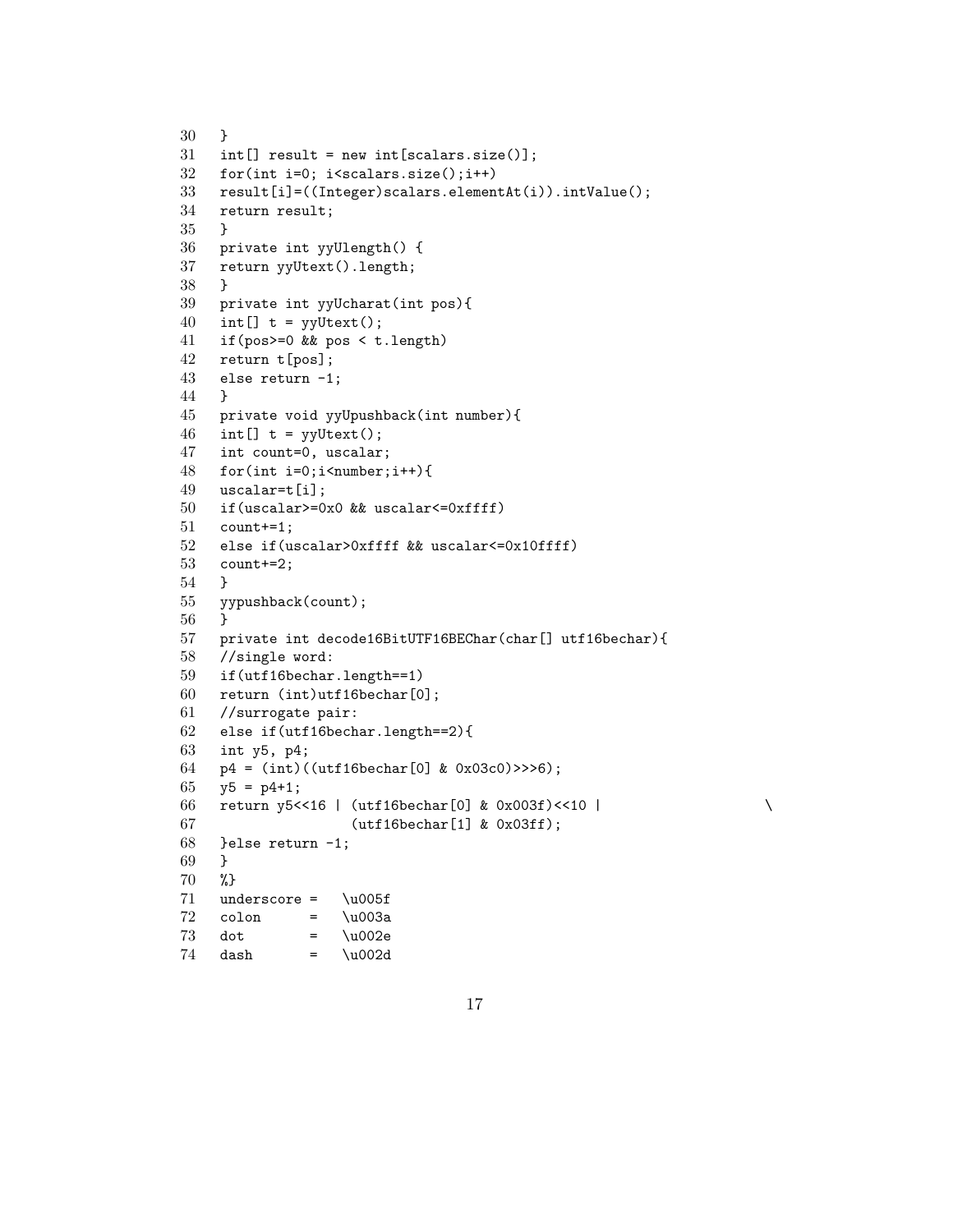```
30  }
31  int[] result = new int[scalars.size()];
32  for(int i=0; i<scalars.size();i++)
33  result[i]=((Integer)scalars.elementAt(i)).intValue();
34  return result;
35  }
36  private int yyUlength() {
37  return yyUtext().length;
38  }
39  private int yyUcharat(int pos){
40  int[] t = yyUtext();
41  if(pos>=0 && pos < t.length)
42  return t[pos];
43  else return -1;
44  }
45  private void yyUpushback(int number){
46  int[] t = yyUtext();
47  int count=0, uscalar;
48  for(int i=0;i<number;i++){
49  uscalar=t[i];
50  if(uscalar>=0x0 && uscalar<=0xffff)
51  count+=1;
52  else if(uscalar>0xffff && uscalar<=0x10ffff)
53  count+=2;
54  }
55  yypushback(count);
56  }
57  private int decode16BitUTF16BEChar(char[] utf16bechar){
58  //single word:
59  if(utf16bechar.length==1)
60  return (int)utf16bechar[0];
61  //surrogate pair:
62  else if(utf16bechar.length==2){
63  int y5, p4;
64  p4 = (int)((utf16bechar[0] & 0x03c0)>>>6);
65  y5 = p4+1;
66  return y5<<16 | (utf16bechar[0] & 0x003f)<<10 |                    \
67                  (utf16bechar[1] & 0x03ff);
68  }else return -1;
69  }
70  %}
71  underscore =   \u005f
72  colon      =   \u003a
73  dot        =   \u002e
74  dash       =   \u002d
```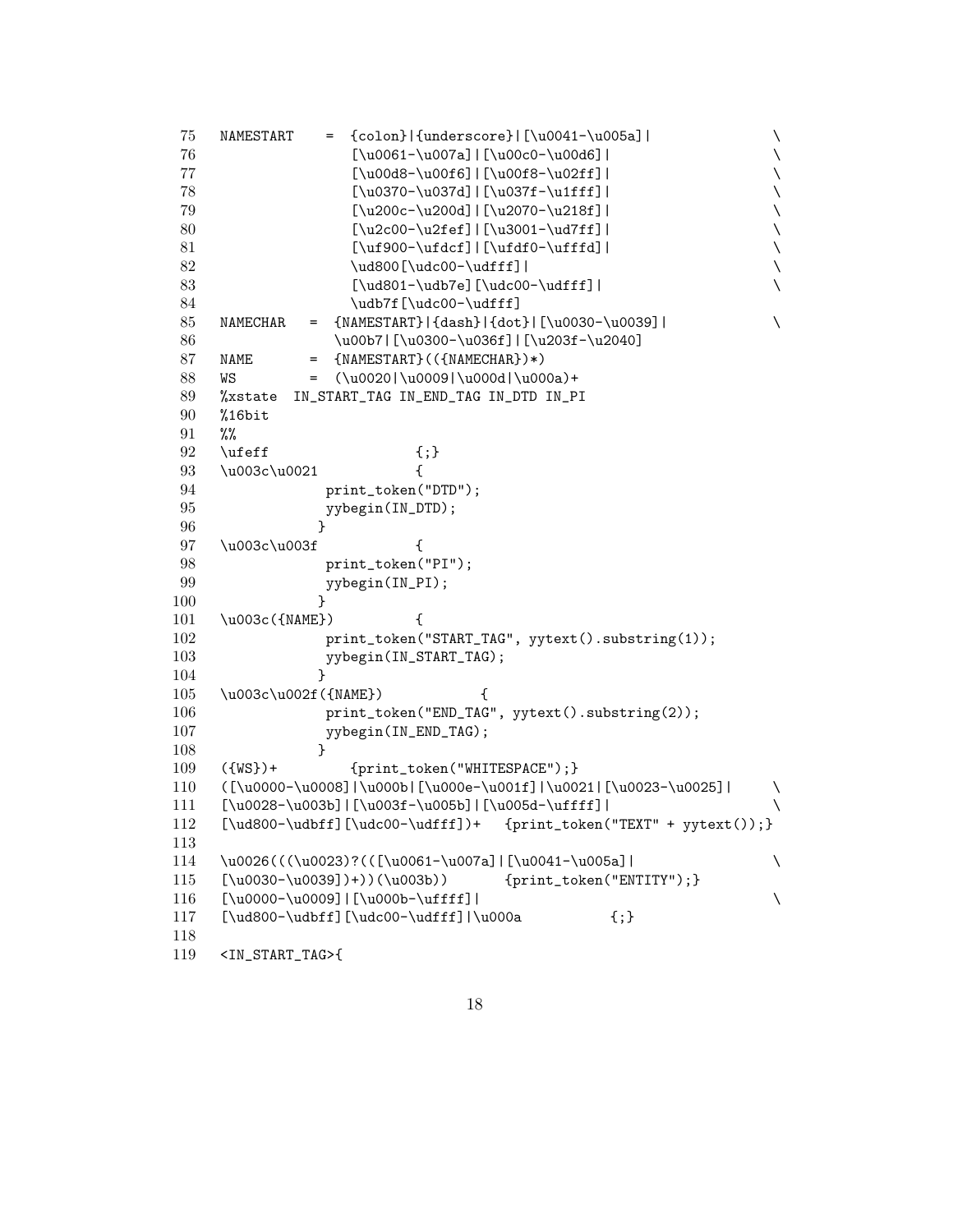```
75   NAMESTART    =  {colon}|{underscore}|[\u0041-\u005a]|              \
76                   [\u0061-\u007a]|[\u00c0-\u00d6]|                   \
77                   [\u00d8-\u00f6]|[\u00f8-\u02ff]|                   \
78                   [\u0370-\u037d]|[\u037f-\u1fff]|                   \
79                   [\u200c-\u200d]|[\u2070-\u218f]|                   \
80                   [\u2c00-\u2fef]|[\u3001-\ud7ff]|                   \
81                   [\uf900-\ufdcf]|[\ufdf0-\ufffd]|                   \
82                   \ud800[\udc00-\udfff]|                             \
83                   [\ud801-\udb7e][\udc00-\udfff]|                    \
84                   \udb7f[\udc00-\udfff]
85   NAMECHAR   =  {NAMESTART}|{dash}|{dot}|[\u0030-\u0039]|            \
86                 \u00b7|[\u0300-\u036f]|[\u203f-\u2040]
87   NAME       =  {NAMESTART}(({NAMECHAR})*)
88   WS         =  (\u0020|\u0009|\u000d|\u000a)+
89   %xstate  IN_START_TAG IN_END_TAG IN_DTD IN_PI
90   %16bit
91   %%
92   \ufeff                  {;}
93   \u003c\u0021            {
94                print_token("DTD");
95                yybegin(IN_DTD);
96               }
97   \u003c\u003f            {
98                print_token("PI");
99                yybegin(IN_PI);
100              }
101  \u003c({NAME})          {
102               print_token("START_TAG", yytext().substring(1));
103               yybegin(IN_START_TAG);
104              }
105  \u003c\u002f({NAME})            {
106               print_token("END_TAG", yytext().substring(2));
107               yybegin(IN_END_TAG);
108              }
109  ({WS})+         {print_token("WHITESPACE");}
110  ([\u0000-\u0008]|\u000b|[\u000e-\u001f]|\u0021|[\u0023-\u0025]|     \
111  [\u0028-\u003b]|[\u003f-\u005b]|[\u005d-\uffff]|                    \
112  [\ud800-\udbff][\udc00-\udfff])+   {print_token("TEXT" + yytext());}
113
114  \u0026(((\u0023)?(([\u0061-\u007a]|[\u0041-\u005a]|                 \
115  [\u0030-\u0039])+))(\u003b))       {print_token("ENTITY");}
116  [\u0000-\u0009]|[\u000b-\uffff]|                                    \
117  [\ud800-\udbff][\udc00-\udfff]|\u000a           {;}
118
119  <IN_START_TAG>{
```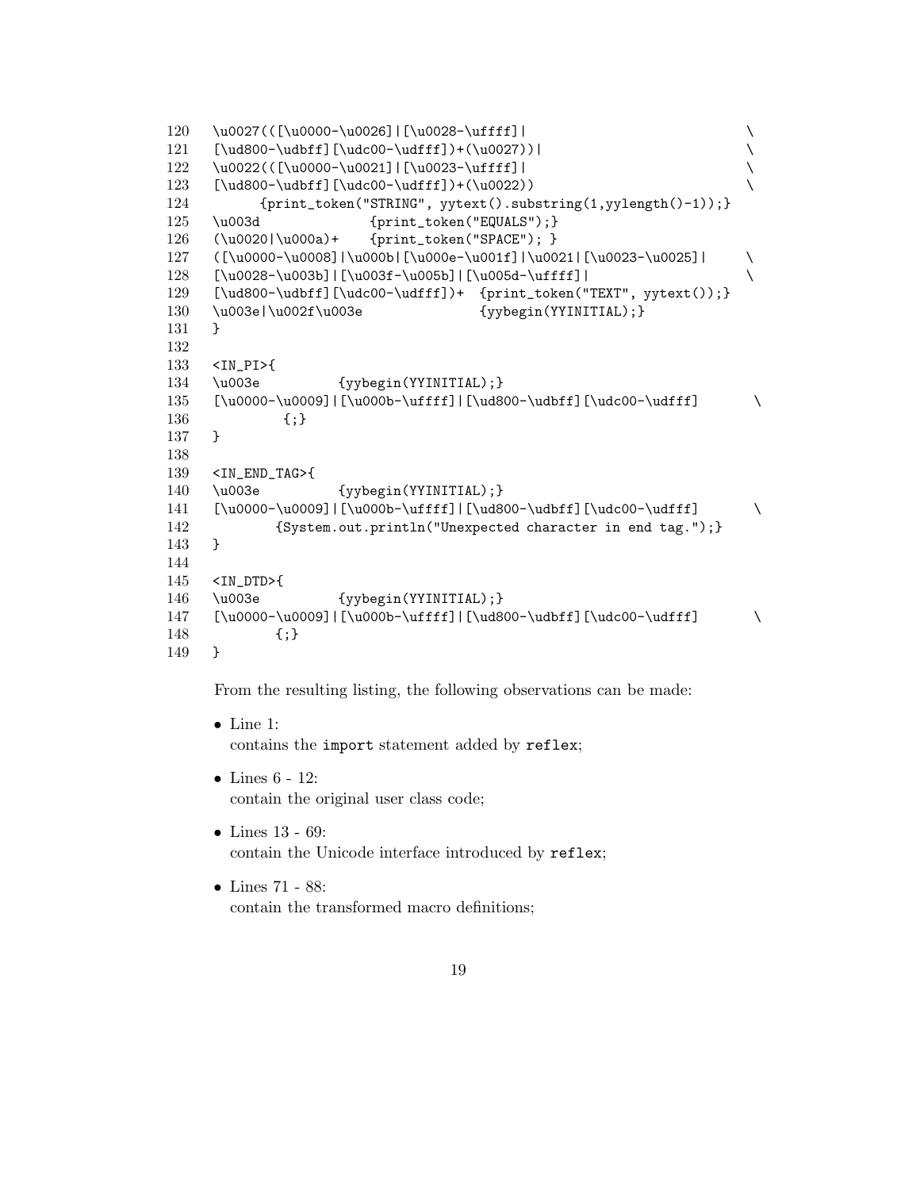```
120  \u0027(([\u0000-\u0026]|[\u0028-\uffff]|                               \
121  [\ud800-\udbff][\udc00-\udfff])+(\u0027))|                             \
122  \u0022(([\u0000-\u0021]|[\u0023-\uffff]|                               \
123  [\ud800-\udbff][\udc00-\udfff])+(\u0022))                              \
124        {print_token("STRING", yytext().substring(1,yylength()-1));}
125  \u003d              {print_token("EQUALS");}
126  (\u0020|\u000a)+    {print_token("SPACE"); }
127  ([\u0000-\u0008]|\u000b|[\u000e-\u001f]|\u0021|[\u0023-\u0025]|     \
128  [\u0028-\u003b]|[\u003f-\u005b]|[\u005d-\uffff]|                      \
129  [\ud800-\udbff][\udc00-\udfff])+  {print_token("TEXT", yytext());}
130  \u003e|\u002f\u003e               {yybegin(YYINITIAL);}
131  }
132
133  <IN_PI>{
134  \u003e          {yybegin(YYINITIAL);}
135  [\u0000-\u0009]|[\u000b-\uffff]|[\ud800-\udbff][\udc00-\udfff]       \
136           {;}
137  }
138
139  <IN_END_TAG>{
140  \u003e          {yybegin(YYINITIAL);}
141  [\u0000-\u0009]|[\u000b-\uffff]|[\ud800-\udbff][\udc00-\udfff]       \
142          {System.out.println("Unexpected character in end tag.");}
143  }
144
145  <IN_DTD>{
146  \u003e          {yybegin(YYINITIAL);}
147  [\u0000-\u0009]|[\u000b-\uffff]|[\ud800-\udbff][\udc00-\udfff]       \
148          {;}
149  }
```

From the resulting listing, the following observations can be made:

- Line 1:
  contains the `import` statement added by `reflex`;
- Lines 6 - 12:
  contain the original user class code;
- Lines 13 - 69:
  contain the Unicode interface introduced by `reflex`;
- Lines 71 - 88:
  contain the transformed macro definitions;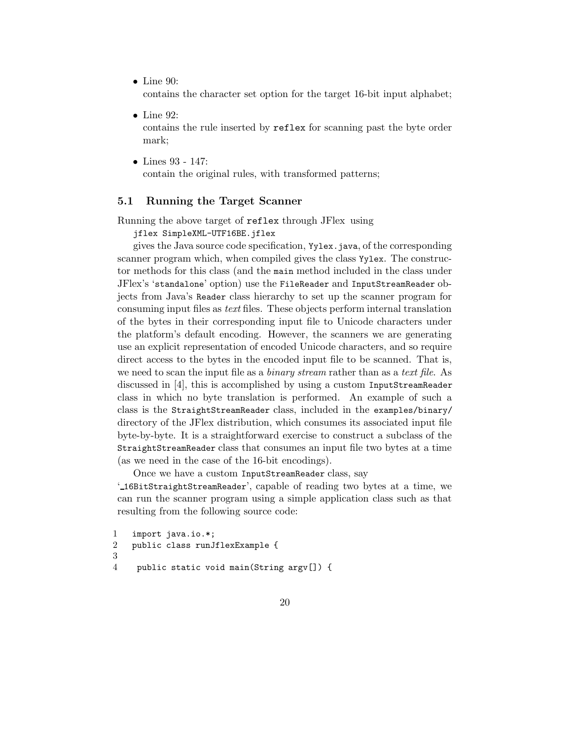- Line 90:
  contains the character set option for the target 16-bit input alphabet;
- Line 92:
  contains the rule inserted by `reflex` for scanning past the byte order mark;
- Lines 93 - 147:
  contain the original rules, with transformed patterns;

### 5.1 Running the Target Scanner

Running the above target of `reflex` through JFlex using

`jflex SimpleXML-UTF16BE.jflex`

gives the Java source code specification, `Yylex.java`, of the corresponding scanner program which, when compiled gives the class `Yylex`. The constructor methods for this class (and the `main` method included in the class under JFlex's '`standalone`' option) use the `FileReader` and `InputStreamReader` objects from Java's `Reader` class hierarchy to set up the scanner program for consuming input files as *text* files. These objects perform internal translation of the bytes in their corresponding input file to Unicode characters under the platform's default encoding. However, the scanners we are generating use an explicit representation of encoded Unicode characters, and so require direct access to the bytes in the encoded input file to be scanned. That is, we need to scan the input file as a *binary stream* rather than as a *text file*. As discussed in [4], this is accomplished by using a custom `InputStreamReader` class in which no byte translation is performed. An example of such a class is the `StraightStreamReader` class, included in the `examples/binary/` directory of the JFlex distribution, which consumes its associated input file byte-by-byte. It is a straightforward exercise to construct a subclass of the `StraightStreamReader` class that consumes an input file two bytes at a time (as we need in the case of the 16-bit encodings).

Once we have a custom `InputStreamReader` class, say '`_16BitStraightStreamReader`', capable of reading two bytes at a time, we can run the scanner program using a simple application class such as that resulting from the following source code:

```
1   import java.io.*;
2   public class runJflexExample {
3
4    public static void main(String argv[]) {
```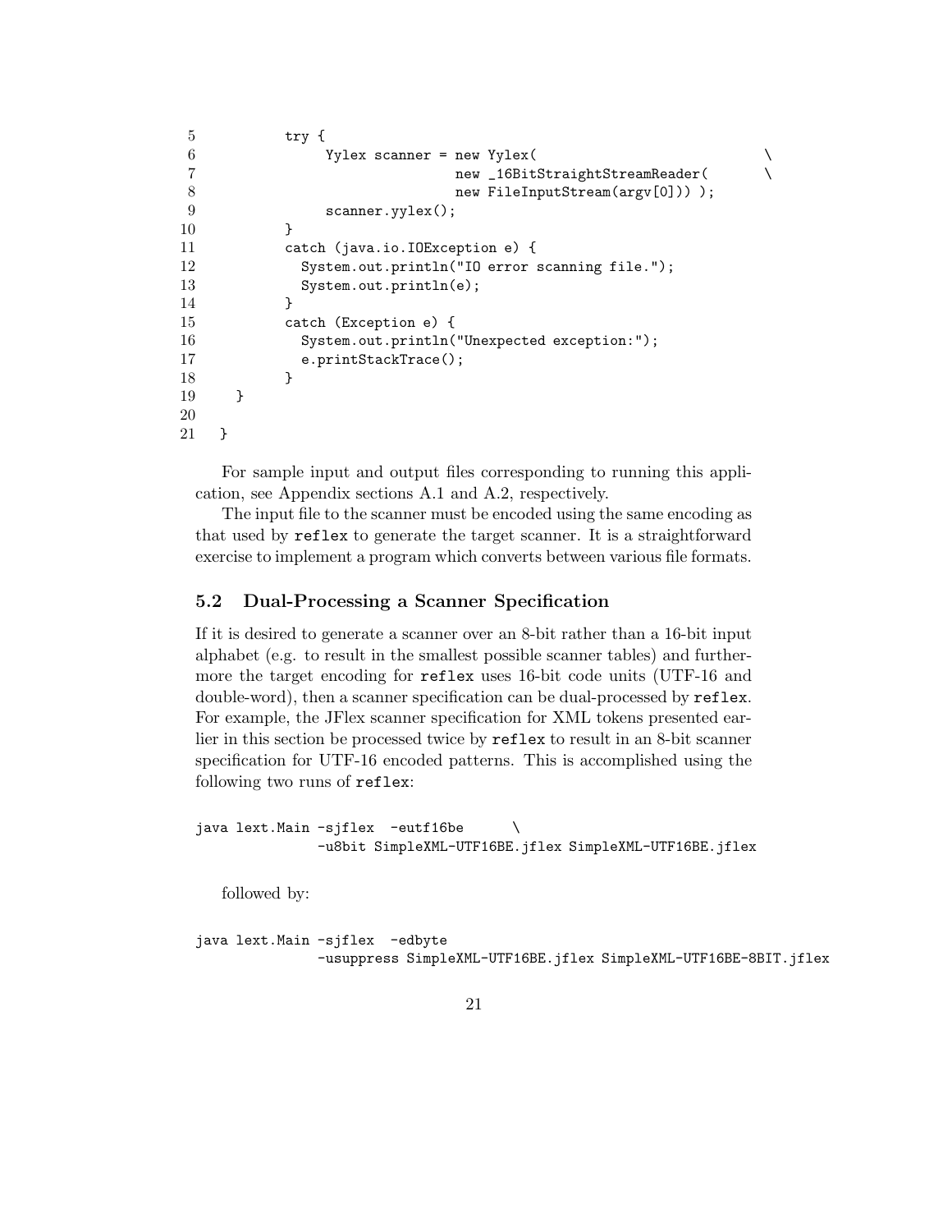```
5          try {
6               Yylex scanner = new Yylex(                          \
7                              new _16BitStraightStreamReader(       \
8                              new FileInputStream(argv[0])) );
9               scanner.yylex();
10         }
11         catch (java.io.IOException e) {
12           System.out.println("IO error scanning file.");
13           System.out.println(e);
14         }
15         catch (Exception e) {
16           System.out.println("Unexpected exception:");
17           e.printStackTrace();
18         }
19     }
20
21   }
```

For sample input and output files corresponding to running this application, see Appendix sections A.1 and A.2, respectively.

The input file to the scanner must be encoded using the same encoding as that used by `reflex` to generate the target scanner. It is a straightforward exercise to implement a program which converts between various file formats.

## 5.2 Dual-Processing a Scanner Specification

If it is desired to generate a scanner over an 8-bit rather than a 16-bit input alphabet (e.g. to result in the smallest possible scanner tables) and furthermore the target encoding for `reflex` uses 16-bit code units (UTF-16 and double-word), then a scanner specification can be dual-processed by `reflex`. For example, the JFlex scanner specification for XML tokens presented earlier in this section be processed twice by `reflex` to result in an 8-bit scanner specification for UTF-16 encoded patterns. This is accomplished using the following two runs of `reflex`:

```
java lext.Main -sjflex  -eutf16be      \
              -u8bit SimpleXML-UTF16BE.jflex SimpleXML-UTF16BE.jflex
```

followed by:

```
java lext.Main -sjflex  -edbyte
              -usuppress SimpleXML-UTF16BE.jflex SimpleXML-UTF16BE-8BIT.jflex
```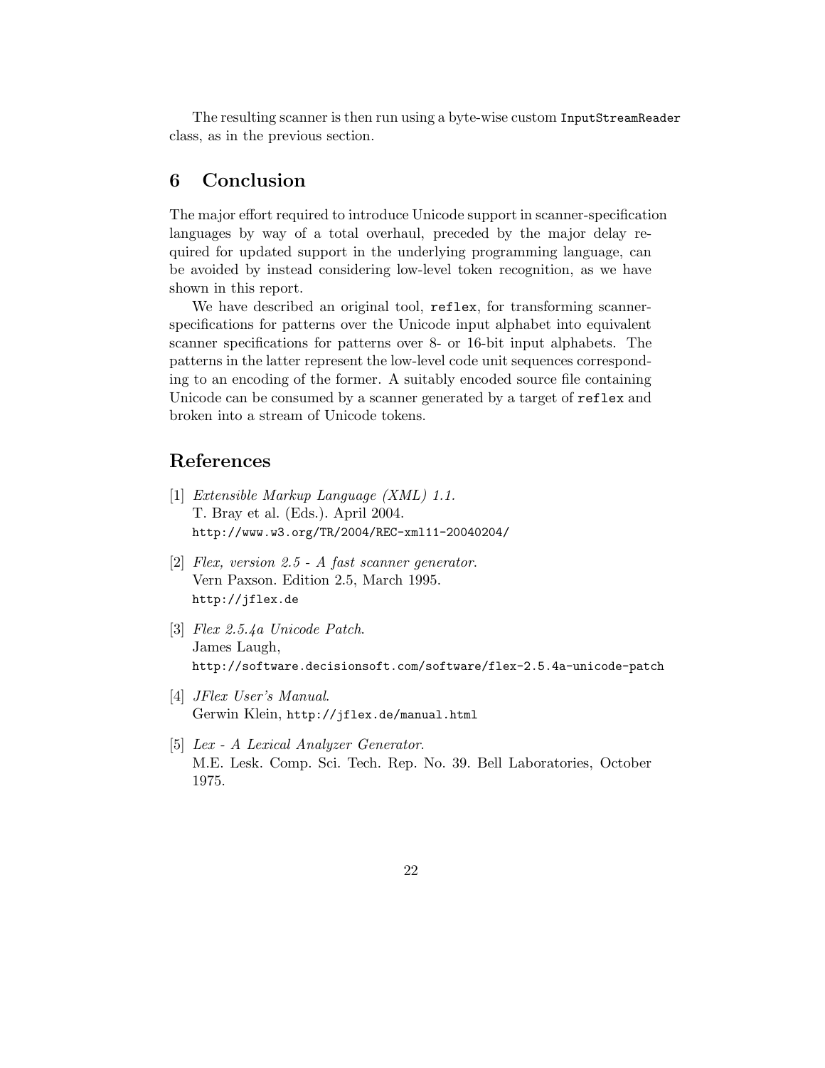The resulting scanner is then run using a byte-wise custom `InputStreamReader` class, as in the previous section.

## 6 Conclusion

The major effort required to introduce Unicode support in scanner-specification languages by way of a total overhaul, preceded by the major delay required for updated support in the underlying programming language, can be avoided by instead considering low-level token recognition, as we have shown in this report.

We have described an original tool, `reflex`, for transforming scanner-specifications for patterns over the Unicode input alphabet into equivalent scanner specifications for patterns over 8- or 16-bit input alphabets. The patterns in the latter represent the low-level code unit sequences corresponding to an encoding of the former. A suitably encoded source file containing Unicode can be consumed by a scanner generated by a target of `reflex` and broken into a stream of Unicode tokens.

## References

[1] *Extensible Markup Language (XML) 1.1.*
T. Bray et al. (Eds.). April 2004.
`http://www.w3.org/TR/2004/REC-xml11-20040204/`

[2] *Flex, version 2.5 - A fast scanner generator.*
Vern Paxson. Edition 2.5, March 1995.
`http://jflex.de`

[3] *Flex 2.5.4a Unicode Patch.*
James Laugh,
`http://software.decisionsoft.com/software/flex-2.5.4a-unicode-patch`

[4] *JFlex User's Manual.*
Gerwin Klein, `http://jflex.de/manual.html`

[5] *Lex - A Lexical Analyzer Generator.*
M.E. Lesk. Comp. Sci. Tech. Rep. No. 39. Bell Laboratories, October 1975.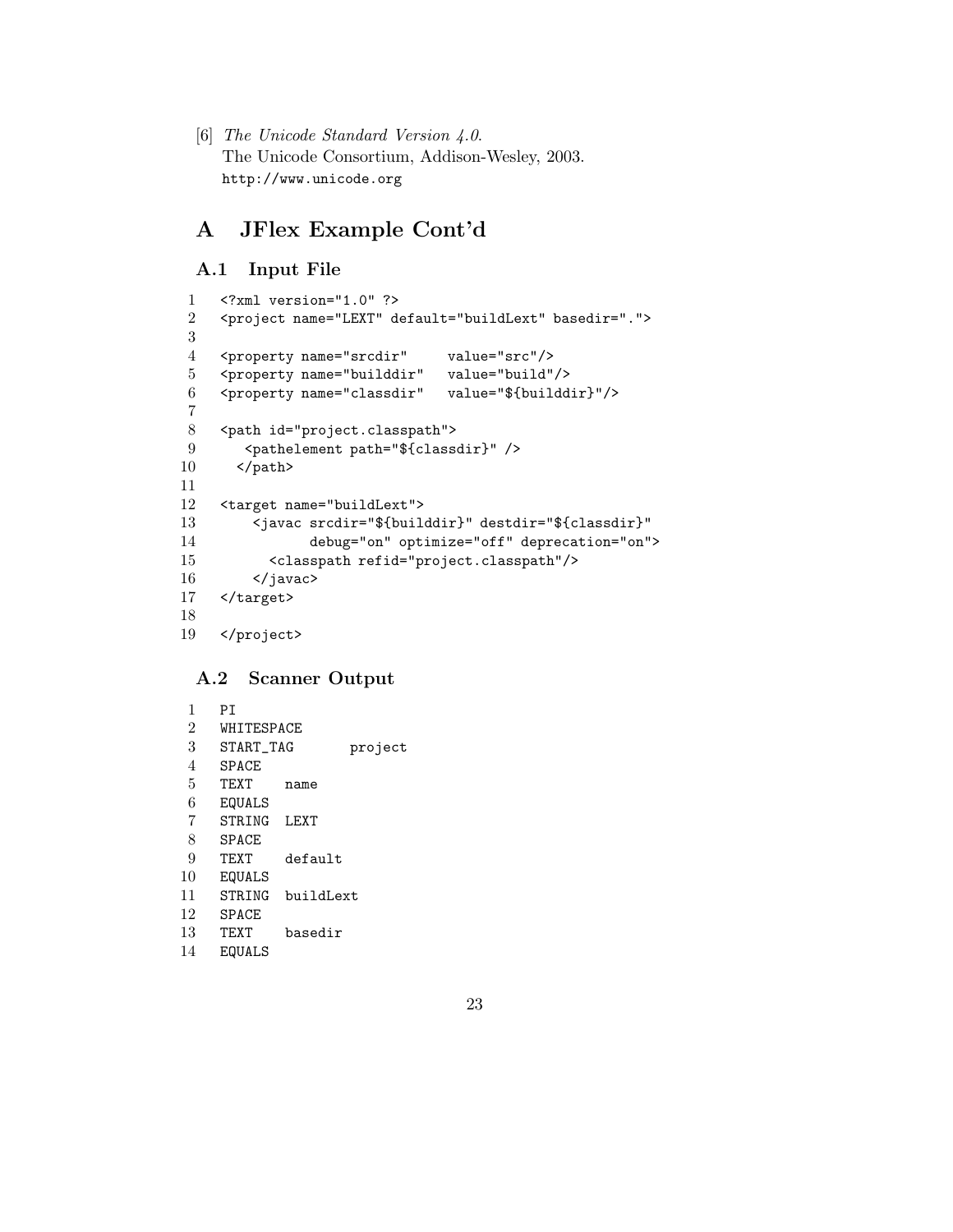[6] *The Unicode Standard Version 4.0.*
The Unicode Consortium, Addison-Wesley, 2003.
`http://www.unicode.org`

# A JFlex Example Cont'd

## A.1 Input File

```
1   <?xml version="1.0" ?>
2   <project name="LEXT" default="buildLext" basedir=".">
3
4   <property name="srcdir"     value="src"/>
5   <property name="builddir"   value="build"/>
6   <property name="classdir"   value="${builddir}"/>
7
8   <path id="project.classpath">
9      <pathelement path="${classdir}" />
10    </path>
11
12  <target name="buildLext">
13      <javac srcdir="${builddir}" destdir="${classdir}"
14             debug="on" optimize="off" deprecation="on">
15        <classpath refid="project.classpath"/>
16      </javac>
17  </target>
18
19  </project>
```

## A.2 Scanner Output

```
1   PI
2   WHITESPACE
3   START_TAG       project
4   SPACE
5   TEXT    name
6   EQUALS
7   STRING  LEXT
8   SPACE
9   TEXT    default
10  EQUALS
11  STRING  buildLext
12  SPACE
13  TEXT    basedir
14  EQUALS
```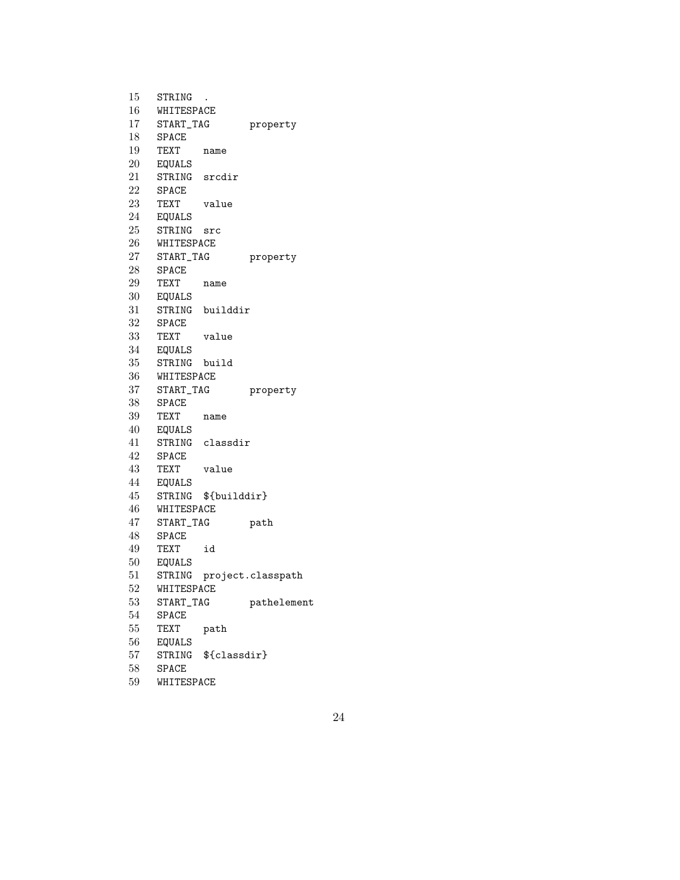```
15  STRING  .
16  WHITESPACE
17  START_TAG       property
18  SPACE
19  TEXT    name
20  EQUALS
21  STRING  srcdir
22  SPACE
23  TEXT    value
24  EQUALS
25  STRING  src
26  WHITESPACE
27  START_TAG       property
28  SPACE
29  TEXT    name
30  EQUALS
31  STRING  builddir
32  SPACE
33  TEXT    value
34  EQUALS
35  STRING  build
36  WHITESPACE
37  START_TAG       property
38  SPACE
39  TEXT    name
40  EQUALS
41  STRING  classdir
42  SPACE
43  TEXT    value
44  EQUALS
45  STRING  ${builddir}
46  WHITESPACE
47  START_TAG       path
48  SPACE
49  TEXT    id
50  EQUALS
51  STRING  project.classpath
52  WHITESPACE
53  START_TAG       pathelement
54  SPACE
55  TEXT    path
56  EQUALS
57  STRING  ${classdir}
58  SPACE
59  WHITESPACE
```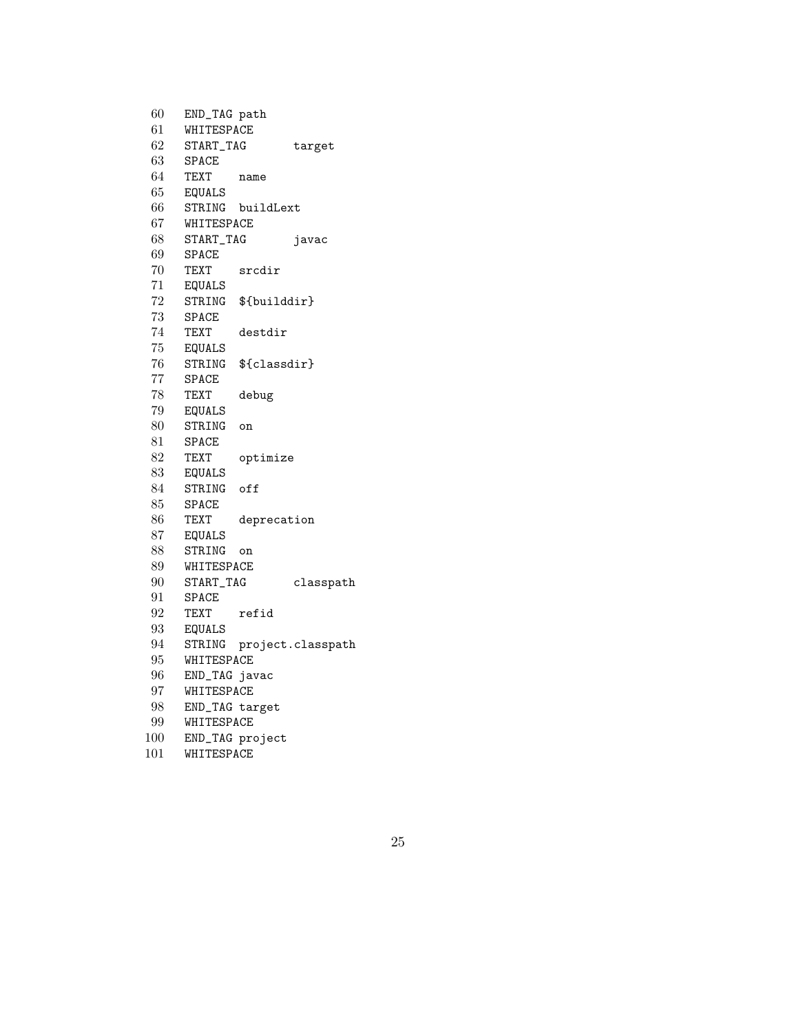```
 60   END_TAG path
 61   WHITESPACE
 62   START_TAG       target
 63   SPACE
 64   TEXT    name
 65   EQUALS
 66   STRING  buildLext
 67   WHITESPACE
 68   START_TAG       javac
 69   SPACE
 70   TEXT    srcdir
 71   EQUALS
 72   STRING  ${builddir}
 73   SPACE
 74   TEXT    destdir
 75   EQUALS
 76   STRING  ${classdir}
 77   SPACE
 78   TEXT    debug
 79   EQUALS
 80   STRING  on
 81   SPACE
 82   TEXT    optimize
 83   EQUALS
 84   STRING  off
 85   SPACE
 86   TEXT    deprecation
 87   EQUALS
 88   STRING  on
 89   WHITESPACE
 90   START_TAG       classpath
 91   SPACE
 92   TEXT    refid
 93   EQUALS
 94   STRING  project.classpath
 95   WHITESPACE
 96   END_TAG javac
 97   WHITESPACE
 98   END_TAG target
 99   WHITESPACE
100   END_TAG project
101   WHITESPACE
```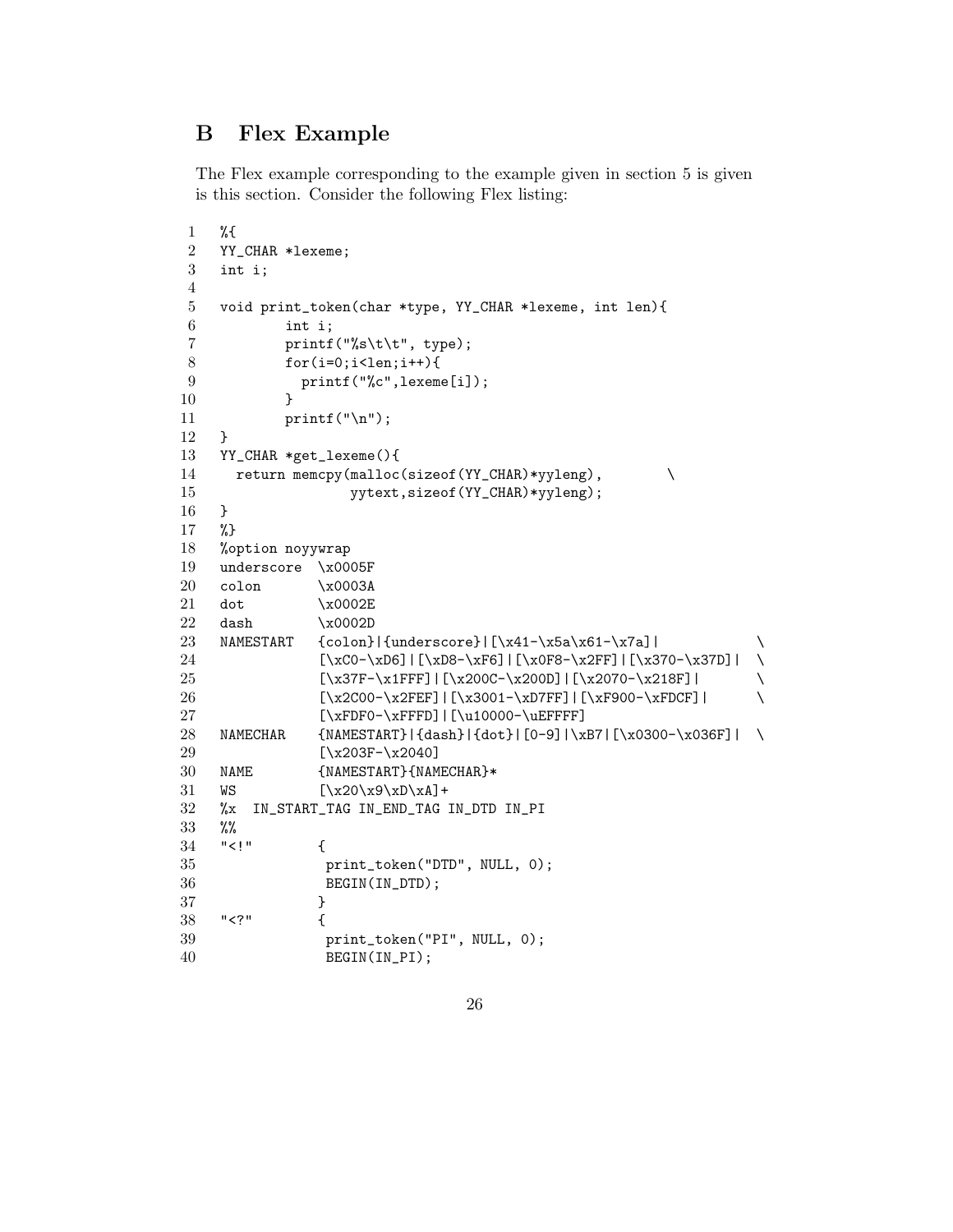## B Flex Example

The Flex example corresponding to the example given in section 5 is given is this section. Consider the following Flex listing:

```
1   %{
2   YY_CHAR *lexeme;
3   int i;
4   
5   void print_token(char *type, YY_CHAR *lexeme, int len){
6           int i;
7           printf("%s\t\t", type);
8           for(i=0;i<len;i++){
9             printf("%c",lexeme[i]);
10          }
11          printf("\n");
12  }
13  YY_CHAR *get_lexeme(){
14    return memcpy(malloc(sizeof(YY_CHAR)*yyleng),        \
15                  yytext,sizeof(YY_CHAR)*yyleng);
16  }
17  %}
18  %option noyywrap
19  underscore  \x0005F
20  colon       \x0003A
21  dot         \x0002E
22  dash        \x0002D
23  NAMESTART   {colon}|{underscore}|[\x41-\x5a\x61-\x7a]|           \
24              [\xC0-\xD6]|[\xD8-\xF6]|[\x0F8-\x2FF]|[\x370-\x37D]|  \
25              [\x37F-\x1FFF]|[\x200C-\x200D]|[\x2070-\x218F]|       \
26              [\x2C00-\x2FEF]|[\x3001-\xD7FF]|[\xF900-\xFDCF]|      \
27              [\xFDF0-\xFFFD]|[\u10000-\uEFFFF]
28  NAMECHAR    {NAMESTART}|{dash}|{dot}|[0-9]|\xB7|[\x0300-\x036F]|  \
29              [\x203F-\x2040]
30  NAME        {NAMESTART}{NAMECHAR}*
31  WS          [\x20\x9\xD\xA]+
32  %x  IN_START_TAG IN_END_TAG IN_DTD IN_PI
33  %%
34  "<!"        {
35               print_token("DTD", NULL, 0);
36               BEGIN(IN_DTD);
37              }
38  "<?"        {
39               print_token("PI", NULL, 0);
40               BEGIN(IN_PI);
```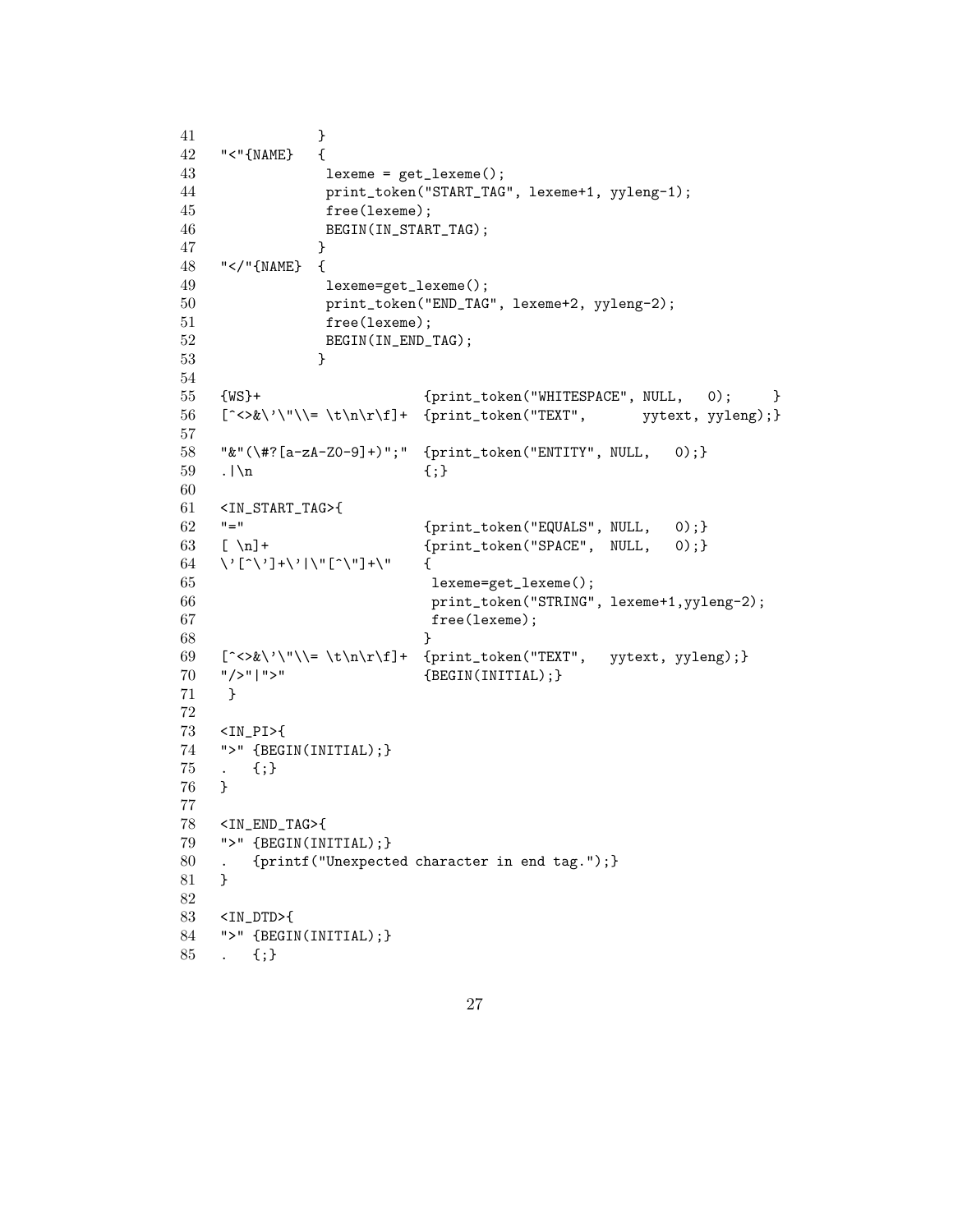```
41              }
42  "<"{NAME}   {
43               lexeme = get_lexeme();
44               print_token("START_TAG", lexeme+1, yyleng-1);
45               free(lexeme);
46               BEGIN(IN_START_TAG);
47              }
48  "</"{NAME}  {
49               lexeme=get_lexeme();
50               print_token("END_TAG", lexeme+2, yyleng-2);
51               free(lexeme);
52               BEGIN(IN_END_TAG);
53              }
54
55  {WS}+                   {print_token("WHITESPACE", NULL,   0);     }
56  [^<>&\'\"\\= \t\n\r\f]+  {print_token("TEXT",       yytext, yyleng);}
57
58  "&"(\#?[a-zA-Z0-9]+)";"  {print_token("ENTITY", NULL,   0);}
59  .|\n                    {;}
60
61  <IN_START_TAG>{
62  "="                     {print_token("EQUALS", NULL,   0);}
63  [ \n]+                  {print_token("SPACE",  NULL,   0);}
64  \'[^\']+\'|\"[^\"]+\"    {
65                           lexeme=get_lexeme();
66                           print_token("STRING", lexeme+1,yyleng-2);
67                           free(lexeme);
68                          }
69  [^<>&\'\"\\= \t\n\r\f]+  {print_token("TEXT",   yytext, yyleng);}
70  "/>"|">"                {BEGIN(INITIAL);}
71   }
72
73  <IN_PI>{
74  ">" {BEGIN(INITIAL);}
75  .   {;}
76  }
77
78  <IN_END_TAG>{
79  ">" {BEGIN(INITIAL);}
80  .   {printf("Unexpected character in end tag.");}
81  }
82
83  <IN_DTD>{
84  ">" {BEGIN(INITIAL);}
85  .   {;}
```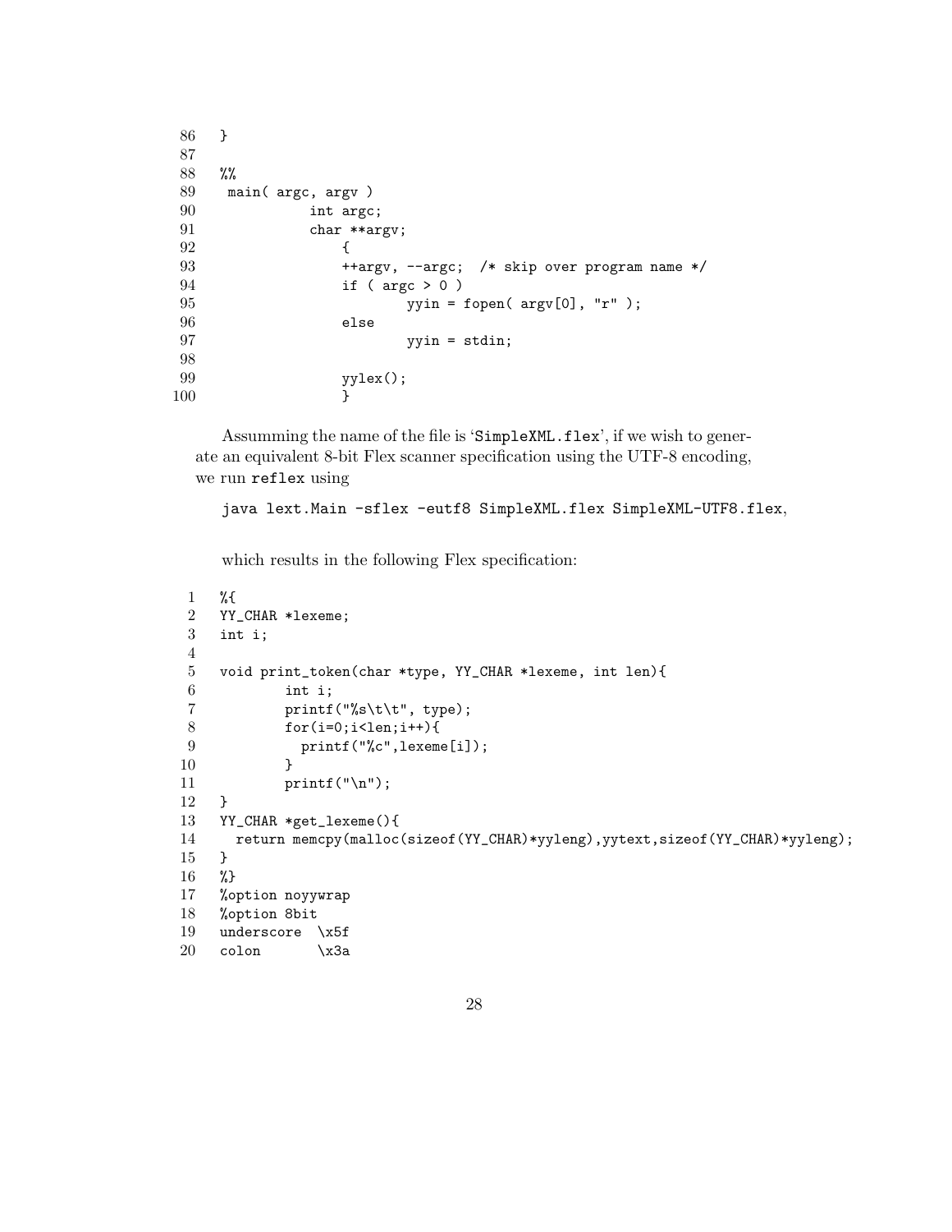```
86   }
87
88   %%
89    main( argc, argv )
90            int argc;
91            char **argv;
92                {
93                ++argv, --argc;  /* skip over program name */
94                if ( argc > 0 )
95                        yyin = fopen( argv[0], "r" );
96                else
97                        yyin = stdin;
98
99                yylex();
100               }
```

Assumming the name of the file is 'SimpleXML.flex', if we wish to generate an equivalent 8-bit Flex scanner specification using the UTF-8 encoding, we run reflex using

```
java lext.Main -sflex -eutf8 SimpleXML.flex SimpleXML-UTF8.flex,
```

which results in the following Flex specification:

```
1   %{
2   YY_CHAR *lexeme;
3   int i;
4
5   void print_token(char *type, YY_CHAR *lexeme, int len){
6           int i;
7           printf("%s\t\t", type);
8           for(i=0;i<len;i++){
9             printf("%c",lexeme[i]);
10          }
11          printf("\n");
12  }
13  YY_CHAR *get_lexeme(){
14    return memcpy(malloc(sizeof(YY_CHAR)*yyleng),yytext,sizeof(YY_CHAR)*yyleng);
15  }
16  %}
17  %option noyywrap
18  %option 8bit
19  underscore  \x5f
20  colon       \x3a
```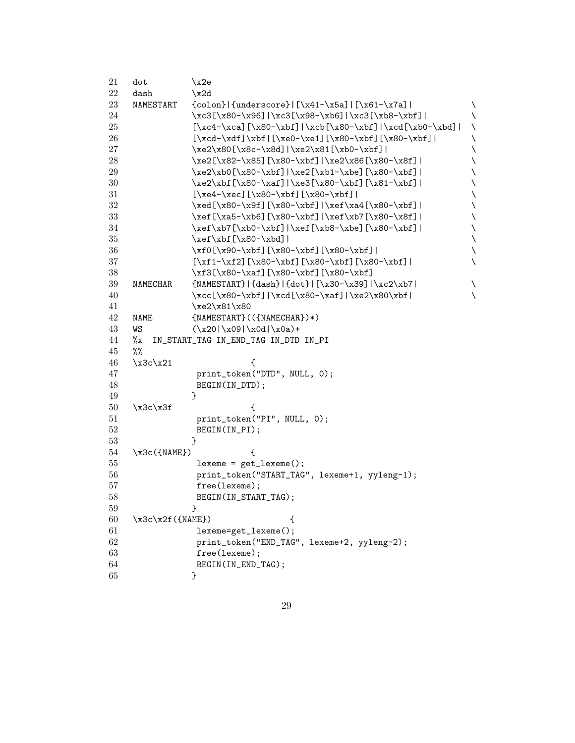```
21  dot         \x2e
22  dash        \x2d
23  NAMESTART   {colon}|{underscore}|[\x41-\x5a]|[\x61-\x7a]|              \
24              \xc3[\x80-\x96]|\xc3[\x98-\xb6]|\xc3[\xb8-\xbf]|           \
25              [\xc4-\xca][\x80-\xbf]|\xcb[\x80-\xbf]|\xcd[\xb0-\xbd]|    \
26              [\xcd-\xdf]\xbf|[\xe0-\xe1][\x80-\xbf][\x80-\xbf]|         \
27              \xe2\x80[\x8c-\x8d]|\xe2\x81[\xb0-\xbf]|                   \
28              \xe2[\x82-\x85][\x80-\xbf]|\xe2\x86[\x80-\x8f]|            \
29              \xe2\xb0[\x80-\xbf]|\xe2[\xb1-\xbe][\x80-\xbf]|            \
30              \xe2\xbf[\x80-\xaf]|\xe3[\x80-\xbf][\x81-\xbf]|            \
31              [\xe4-\xec][\x80-\xbf][\x80-\xbf]|                         \
32              \xed[\x80-\x9f][\x80-\xbf]|\xef\xa4[\x80-\xbf]|            \
33              \xef[\xa5-\xb6][\x80-\xbf]|\xef\xb7[\x80-\x8f]|            \
34              \xef\xb7[\xb0-\xbf]|\xef[\xb8-\xbe][\x80-\xbf]|            \
35              \xef\xbf[\x80-\xbd]|                                       \
36              \xf0[\x90-\xbf][\x80-\xbf][\x80-\xbf]|                     \
37              [\xf1-\xf2][\x80-\xbf][\x80-\xbf][\x80-\xbf]|              \
38              \xf3[\x80-\xaf][\x80-\xbf][\x80-\xbf]
39  NAMECHAR    {NAMESTART}|{dash}|{dot}|[\x30-\x39]|\xc2\xb7|             \
40              \xcc[\x80-\xbf]|\xcd[\x80-\xaf]|\xe2\x80\xbf|              \
41              \xe2\x81\x80
42  NAME        {NAMESTART}(({NAMECHAR})*)
43  WS          (\x20|\x09|\x0d|\x0a)+
44  %x  IN_START_TAG IN_END_TAG IN_DTD IN_PI
45  %%
46  \x3c\x21                {
47               print_token("DTD", NULL, 0);
48               BEGIN(IN_DTD);
49              }
50  \x3c\x3f                {
51               print_token("PI", NULL, 0);
52               BEGIN(IN_PI);
53              }
54  \x3c({NAME})            {
55               lexeme = get_lexeme();
56               print_token("START_TAG", lexeme+1, yyleng-1);
57               free(lexeme);
58               BEGIN(IN_START_TAG);
59              }
60  \x3c\x2f({NAME})                {
61               lexeme=get_lexeme();
62               print_token("END_TAG", lexeme+2, yyleng-2);
63               free(lexeme);
64               BEGIN(IN_END_TAG);
65              }
```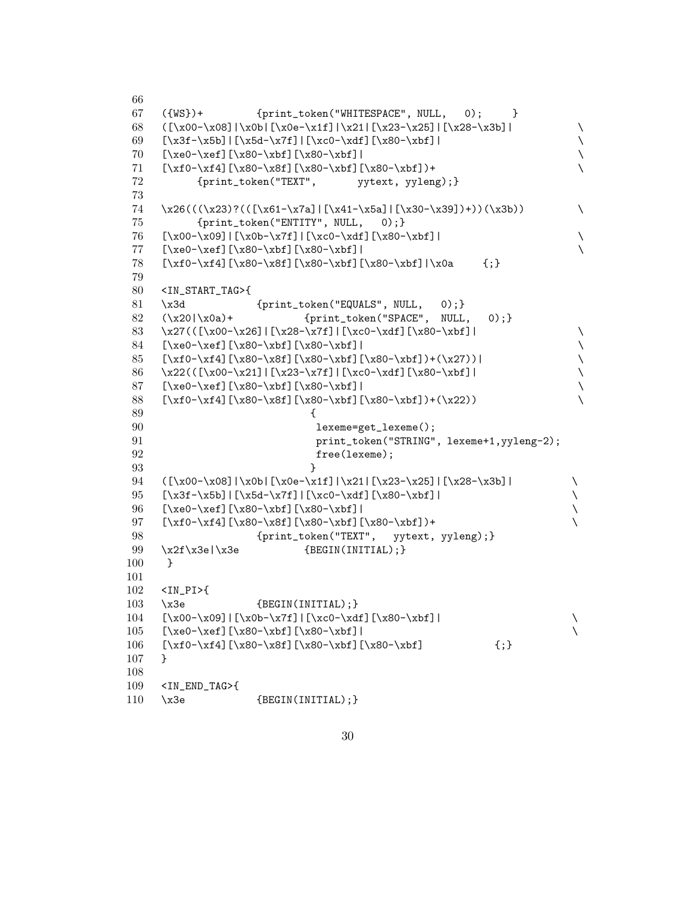```
66
67   ({WS})+          {print_token("WHITESPACE", NULL,   0);     }
68   ([\x00-\x08]|\x0b|[\x0e-\x1f]|\x21|[\x23-\x25]|[\x28-\x3b]|           \
69   [\x3f-\x5b]|[\x5d-\x7f]|[\xc0-\xdf][\x80-\xbf]|                       \
70   [\xe0-\xef][\x80-\xbf][\x80-\xbf]|                                     \
71   [\xf0-\xf4][\x80-\x8f][\x80-\xbf][\x80-\xbf])+                         \
72        {print_token("TEXT",       yytext, yyleng);}
73
74   \x26(((\x23)?(([\x61-\x7a]|[\x41-\x5a]|[\x30-\x39])+))(\x3b))         \
75        {print_token("ENTITY", NULL,   0);}
76   [\x00-\x09]|[\x0b-\x7f]|[\xc0-\xdf][\x80-\xbf]|                        \
77   [\xe0-\xef][\x80-\xbf][\x80-\xbf]|                                     \
78   [\xf0-\xf4][\x80-\x8f][\x80-\xbf][\x80-\xbf]|\x0a     {;}
79
80   <IN_START_TAG>{
81   \x3d             {print_token("EQUALS", NULL,   0);}
82   (\x20|\x0a)+           {print_token("SPACE",  NULL,   0);}
83   \x27(([\x00-\x26]|[\x28-\x7f]|[\xc0-\xdf][\x80-\xbf]|                 \
84   [\xe0-\xef][\x80-\xbf][\x80-\xbf]|                                     \
85   [\xf0-\xf4][\x80-\x8f][\x80-\xbf][\x80-\xbf])+(\x27))|                 \
86   \x22(([\x00-\x21]|[\x23-\x7f]|[\xc0-\xdf][\x80-\xbf]|                 \
87   [\xe0-\xef][\x80-\xbf][\x80-\xbf]|                                     \
88   [\xf0-\xf4][\x80-\x8f][\x80-\xbf][\x80-\xbf])+(\x22))                  \
89                             {
90                              lexeme=get_lexeme();
91                              print_token("STRING", lexeme+1,yyleng-2);
92                              free(lexeme);
93                             }
94   ([\x00-\x08]|\x0b|[\x0e-\x1f]|\x21|[\x23-\x25]|[\x28-\x3b]|          \
95   [\x3f-\x5b]|[\x5d-\x7f]|[\xc0-\xdf][\x80-\xbf]|                       \
96   [\xe0-\xef][\x80-\xbf][\x80-\xbf]|                                     \
97   [\xf0-\xf4][\x80-\x8f][\x80-\xbf][\x80-\xbf])+                         \
98                   {print_token("TEXT",   yytext, yyleng);}
99   \x2f\x3e|\x3e           {BEGIN(INITIAL);}
100   }
101
102  <IN_PI>{
103  \x3e             {BEGIN(INITIAL);}
104  [\x00-\x09]|[\x0b-\x7f]|[\xc0-\xdf][\x80-\xbf]|                        \
105  [\xe0-\xef][\x80-\xbf][\x80-\xbf]|                                     \
106  [\xf0-\xf4][\x80-\x8f][\x80-\xbf][\x80-\xbf]            {;}
107  }
108
109  <IN_END_TAG>{
110  \x3e             {BEGIN(INITIAL);}
```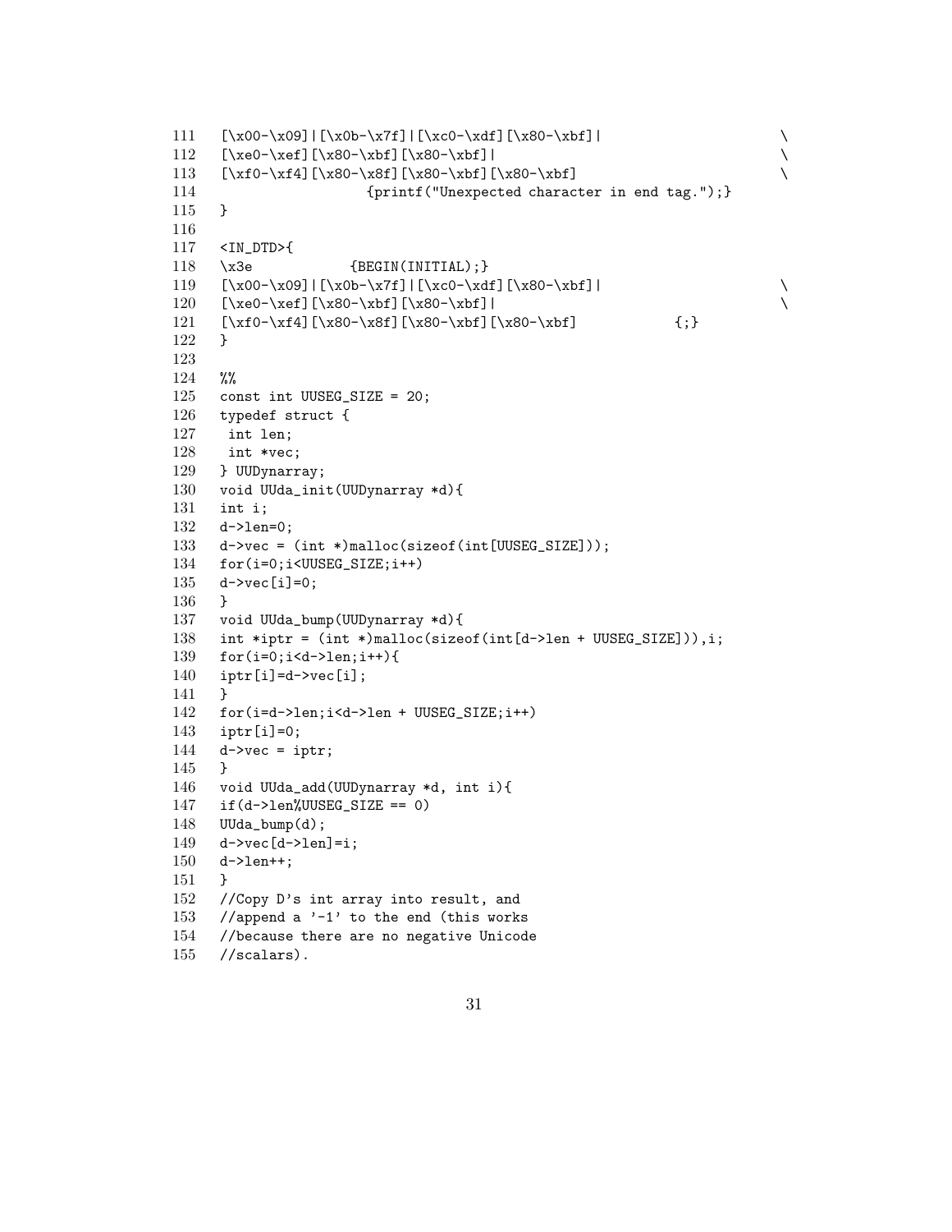```
111    [\x00-\x09]|[\x0b-\x7f]|[\xc0-\xdf][\x80-\xbf]|                        \
112    [\xe0-\xef][\x80-\xbf][\x80-\xbf]|                                     \
113    [\xf0-\xf4][\x80-\x8f][\x80-\xbf][\x80-\xbf]                           \
114                      {printf("Unexpected character in end tag.");}
115    }
116
117    <IN_DTD>{
118    \x3e            {BEGIN(INITIAL);}
119    [\x00-\x09]|[\x0b-\x7f]|[\xc0-\xdf][\x80-\xbf]|                        \
120    [\xe0-\xef][\x80-\xbf][\x80-\xbf]|                                     \
121    [\xf0-\xf4][\x80-\x8f][\x80-\xbf][\x80-\xbf]             {;}
122    }
123
124    %%
125    const int UUSEG_SIZE = 20;
126    typedef struct {
127     int len;
128     int *vec;
129    } UUDynarray;
130    void UUda_init(UUDynarray *d){
131    int i;
132    d->len=0;
133    d->vec = (int *)malloc(sizeof(int[UUSEG_SIZE]));
134    for(i=0;i<UUSEG_SIZE;i++)
135    d->vec[i]=0;
136    }
137    void UUda_bump(UUDynarray *d){
138    int *iptr = (int *)malloc(sizeof(int[d->len + UUSEG_SIZE])),i;
139    for(i=0;i<d->len;i++){
140    iptr[i]=d->vec[i];
141    }
142    for(i=d->len;i<d->len + UUSEG_SIZE;i++)
143    iptr[i]=0;
144    d->vec = iptr;
145    }
146    void UUda_add(UUDynarray *d, int i){
147    if(d->len%UUSEG_SIZE == 0)
148    UUda_bump(d);
149    d->vec[d->len]=i;
150    d->len++;
151    }
152    //Copy D's int array into result, and
153    //append a '-1' to the end (this works
154    //because there are no negative Unicode
155    //scalars).
```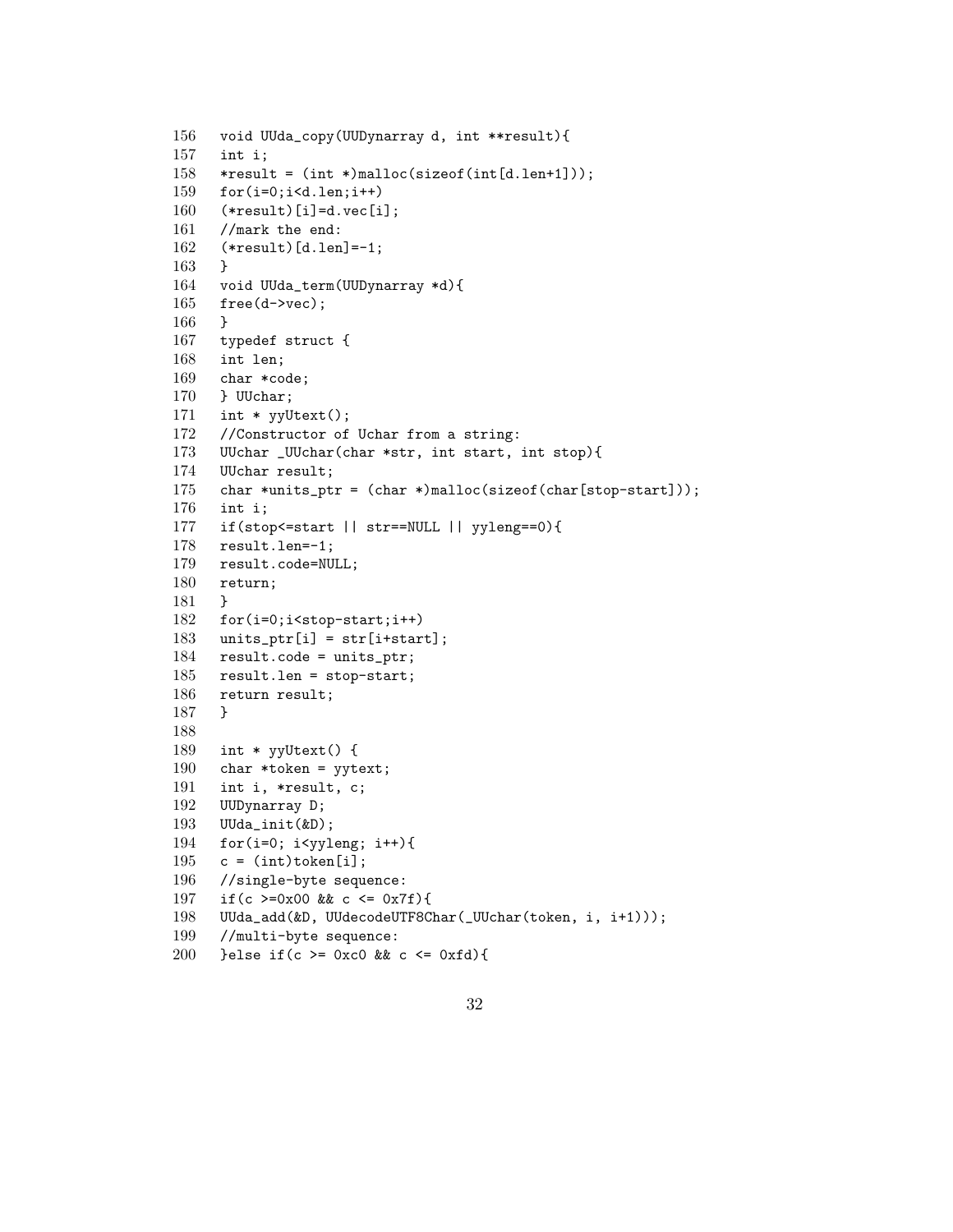```
156 void UUda_copy(UUDynarray d, int **result){
157 int i;
158 *result = (int *)malloc(sizeof(int[d.len+1]));
159 for(i=0;i<d.len;i++)
160 (*result)[i]=d.vec[i];
161 //mark the end:
162 (*result)[d.len]=-1;
163 }
164 void UUda_term(UUDynarray *d){
165 free(d->vec);
166 }
167 typedef struct {
168 int len;
169 char *code;
170 } UUchar;
171 int * yyUtext();
172 //Constructor of Uchar from a string:
173 UUchar _UUchar(char *str, int start, int stop){
174 UUchar result;
175 char *units_ptr = (char *)malloc(sizeof(char[stop-start]));
176 int i;
177 if(stop<=start || str==NULL || yyleng==0){
178 result.len=-1;
179 result.code=NULL;
180 return;
181 }
182 for(i=0;i<stop-start;i++)
183 units_ptr[i] = str[i+start];
184 result.code = units_ptr;
185 result.len = stop-start;
186 return result;
187 }
188
189 int * yyUtext() {
190 char *token = yytext;
191 int i, *result, c;
192 UUDynarray D;
193 UUda_init(&D);
194 for(i=0; i<yyleng; i++){
195 c = (int)token[i];
196 //single-byte sequence:
197 if(c >=0x00 && c <= 0x7f){
198 UUda_add(&D, UUdecodeUTF8Char(_UUchar(token, i, i+1)));
199 //multi-byte sequence:
200 }else if(c >= 0xc0 && c <= 0xfd){
```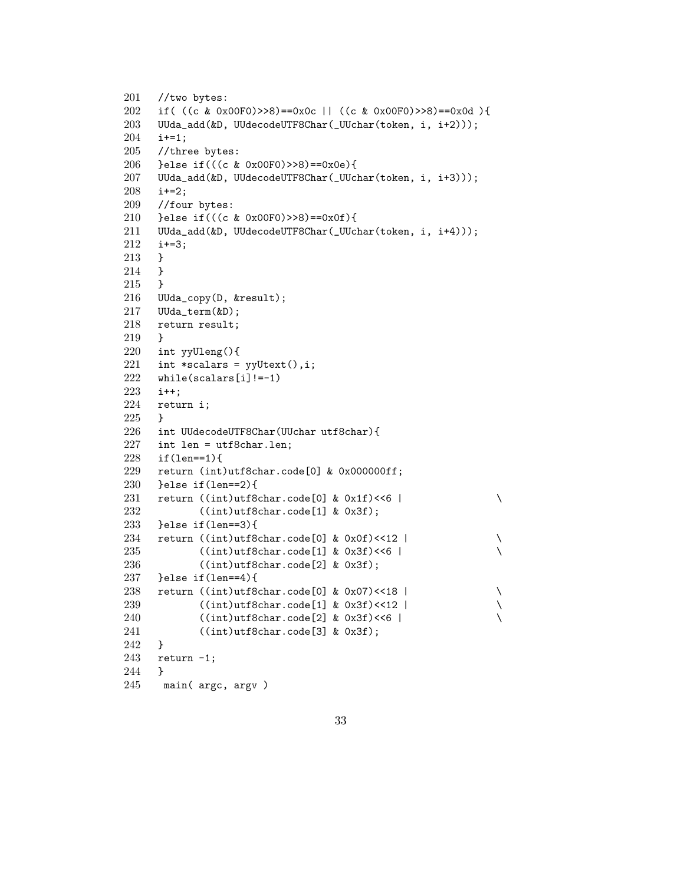```
201  //two bytes:
202  if( ((c & 0x00F0)>>8)==0x0c || ((c & 0x00F0)>>8)==0x0d ){
203  UUda_add(&D, UUdecodeUTF8Char(_UUchar(token, i, i+2)));
204  i+=1;
205  //three bytes:
206  }else if(((c & 0x00F0)>>8)==0x0e){
207  UUda_add(&D, UUdecodeUTF8Char(_UUchar(token, i, i+3)));
208  i+=2;
209  //four bytes:
210  }else if(((c & 0x00F0)>>8)==0x0f){
211  UUda_add(&D, UUdecodeUTF8Char(_UUchar(token, i, i+4)));
212  i+=3;
213  }
214  }
215  }
216  UUda_copy(D, &result);
217  UUda_term(&D);
218  return result;
219  }
220  int yyUleng(){
221  int *scalars = yyUtext(),i;
222  while(scalars[i]!=-1)
223  i++;
224  return i;
225  }
226  int UUdecodeUTF8Char(UUchar utf8char){
227  int len = utf8char.len;
228  if(len==1){
229  return (int)utf8char.code[0] & 0x000000ff;
230  }else if(len==2){
231  return ((int)utf8char.code[0] & 0x1f)<<6 |                \
232         ((int)utf8char.code[1] & 0x3f);
233  }else if(len==3){
234  return ((int)utf8char.code[0] & 0x0f)<<12 |               \
235         ((int)utf8char.code[1] & 0x3f)<<6 |                \
236         ((int)utf8char.code[2] & 0x3f);
237  }else if(len==4){
238  return ((int)utf8char.code[0] & 0x07)<<18 |               \
239         ((int)utf8char.code[1] & 0x3f)<<12 |               \
240         ((int)utf8char.code[2] & 0x3f)<<6 |                \
241         ((int)utf8char.code[3] & 0x3f);
242  }
243  return -1;
244  }
245   main( argc, argv )
```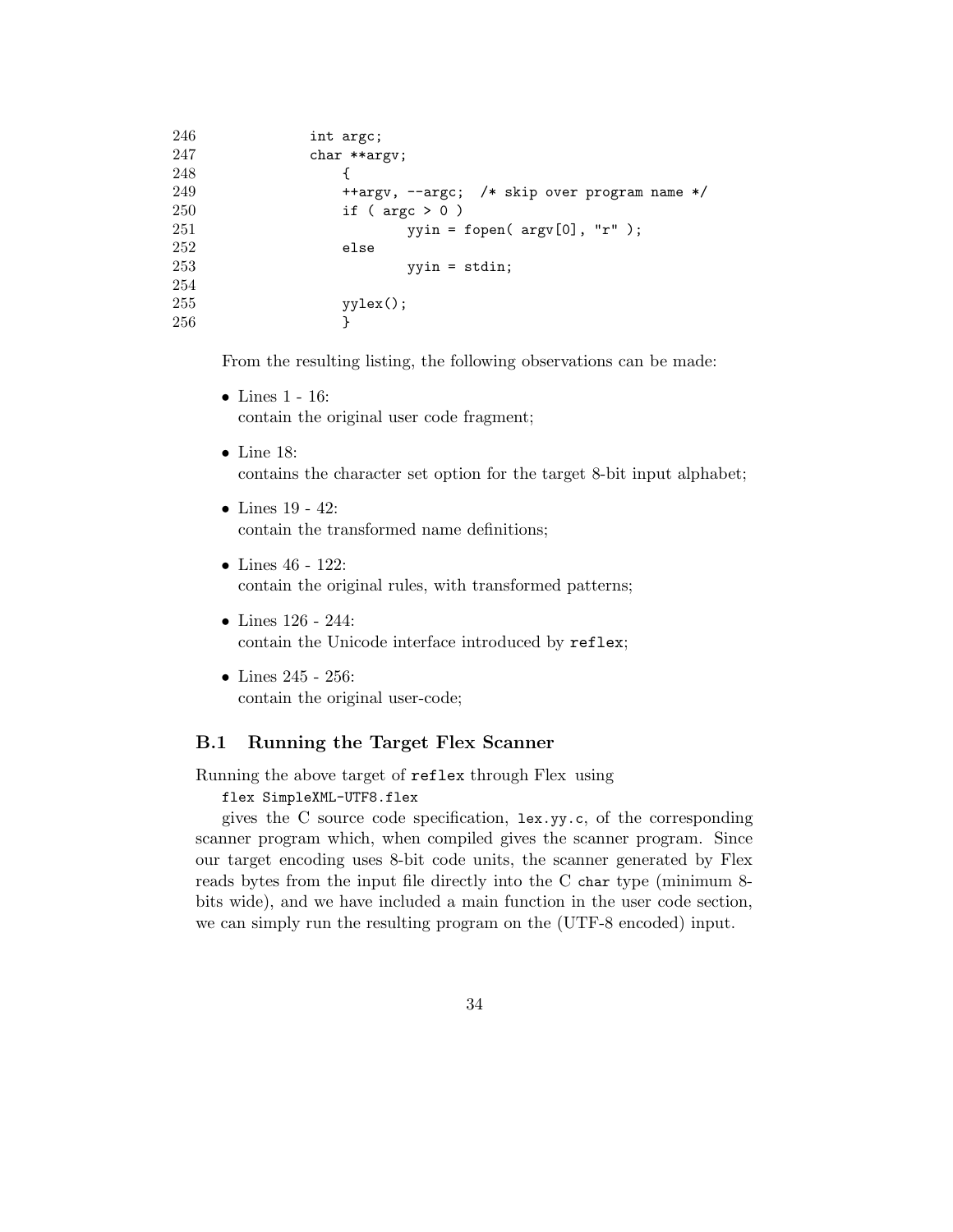```
246             int argc;
247             char **argv;
248                 {
249                 ++argv, --argc;  /* skip over program name */
250                 if ( argc > 0 )
251                         yyin = fopen( argv[0], "r" );
252                 else
253                         yyin = stdin;
254
255                 yylex();
256                 }
```

From the resulting listing, the following observations can be made:

- Lines 1 - 16:
  contain the original user code fragment;
- Line 18:
  contains the character set option for the target 8-bit input alphabet;
- Lines 19 - 42:
  contain the transformed name definitions;
- Lines 46 - 122:
  contain the original rules, with transformed patterns;
- Lines 126 - 244:
  contain the Unicode interface introduced by `reflex`;
- Lines 245 - 256:
  contain the original user-code;

### B.1 Running the Target Flex Scanner

Running the above target of `reflex` through Flex using

`flex SimpleXML-UTF8.flex`

gives the C source code specification, `lex.yy.c`, of the corresponding scanner program which, when compiled gives the scanner program. Since our target encoding uses 8-bit code units, the scanner generated by Flex reads bytes from the input file directly into the C `char` type (minimum 8-bits wide), and we have included a main function in the user code section, we can simply run the resulting program on the (UTF-8 encoded) input.